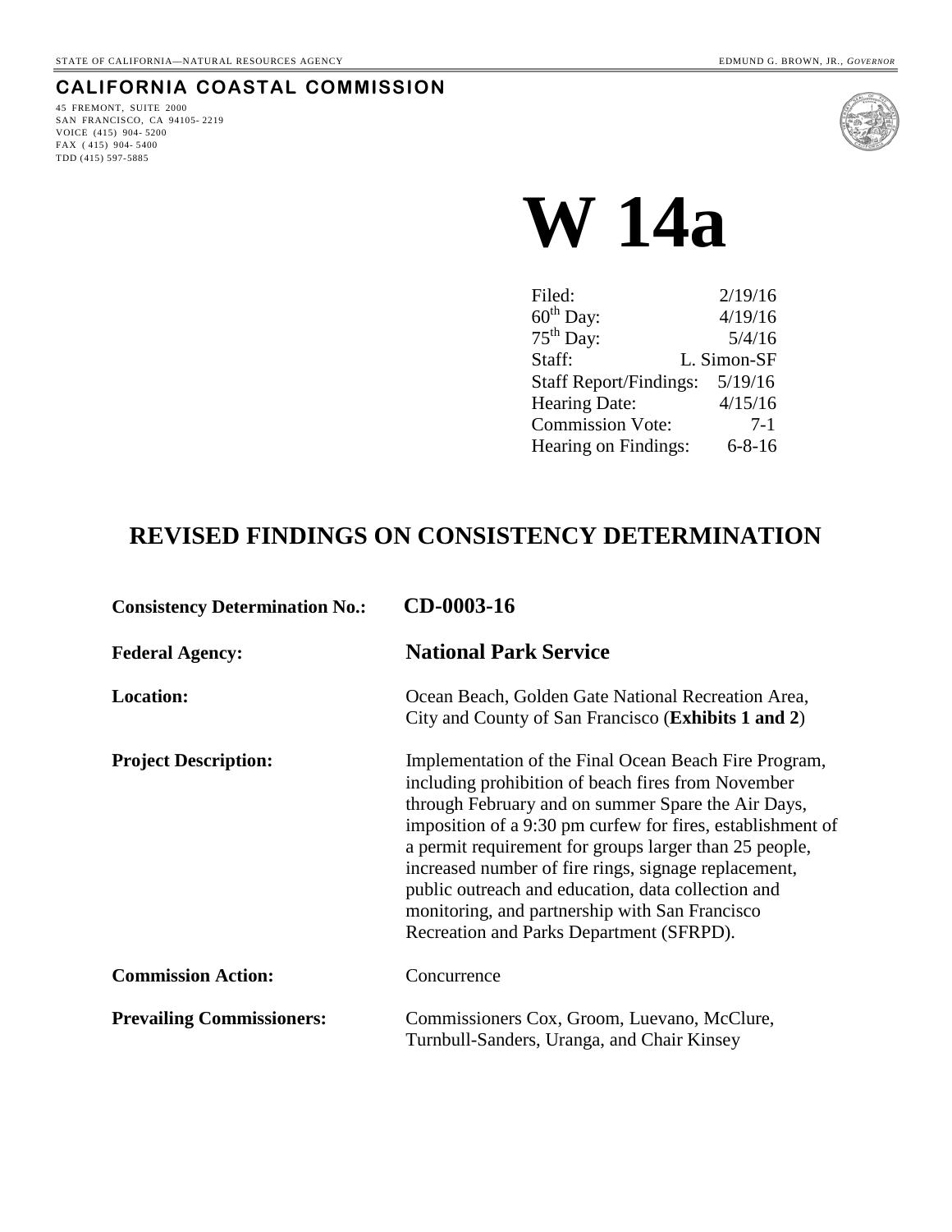STATE OF CALIFORNIA—NATURAL RESOURCES AGENCY

EDMUND G. BROWN, JR., *GOVERNOR*

**CALIFORNIA COASTAL COMMISSION**

45 FREMONT, SUITE 2000
SAN FRANCISCO, CA 94105-2219
VOICE (415) 904-5200
FAX (415) 904-5400
TDD (415) 597-5885

# W 14a

| | |
|---|---|
| Filed: | 2/19/16 |
| 60th Day: | 4/19/16 |
| 75th Day: | 5/4/16 |
| Staff: | L. Simon-SF |
| Staff Report/Findings: | 5/19/16 |
| Hearing Date: | 4/15/16 |
| Commission Vote: | 7-1 |
| Hearing on Findings: | 6-8-16 |

## REVISED FINDINGS ON CONSISTENCY DETERMINATION

**Consistency Determination No.:** **CD-0003-16**

**Federal Agency:** **National Park Service**

**Location:** Ocean Beach, Golden Gate National Recreation Area, City and County of San Francisco (**Exhibits 1 and 2**)

**Project Description:** Implementation of the Final Ocean Beach Fire Program, including prohibition of beach fires from November through February and on summer Spare the Air Days, imposition of a 9:30 pm curfew for fires, establishment of a permit requirement for groups larger than 25 people, increased number of fire rings, signage replacement, public outreach and education, data collection and monitoring, and partnership with San Francisco Recreation and Parks Department (SFRPD).

**Commission Action:** Concurrence

**Prevailing Commissioners:** Commissioners Cox, Groom, Luevano, McClure, Turnbull-Sanders, Uranga, and Chair Kinsey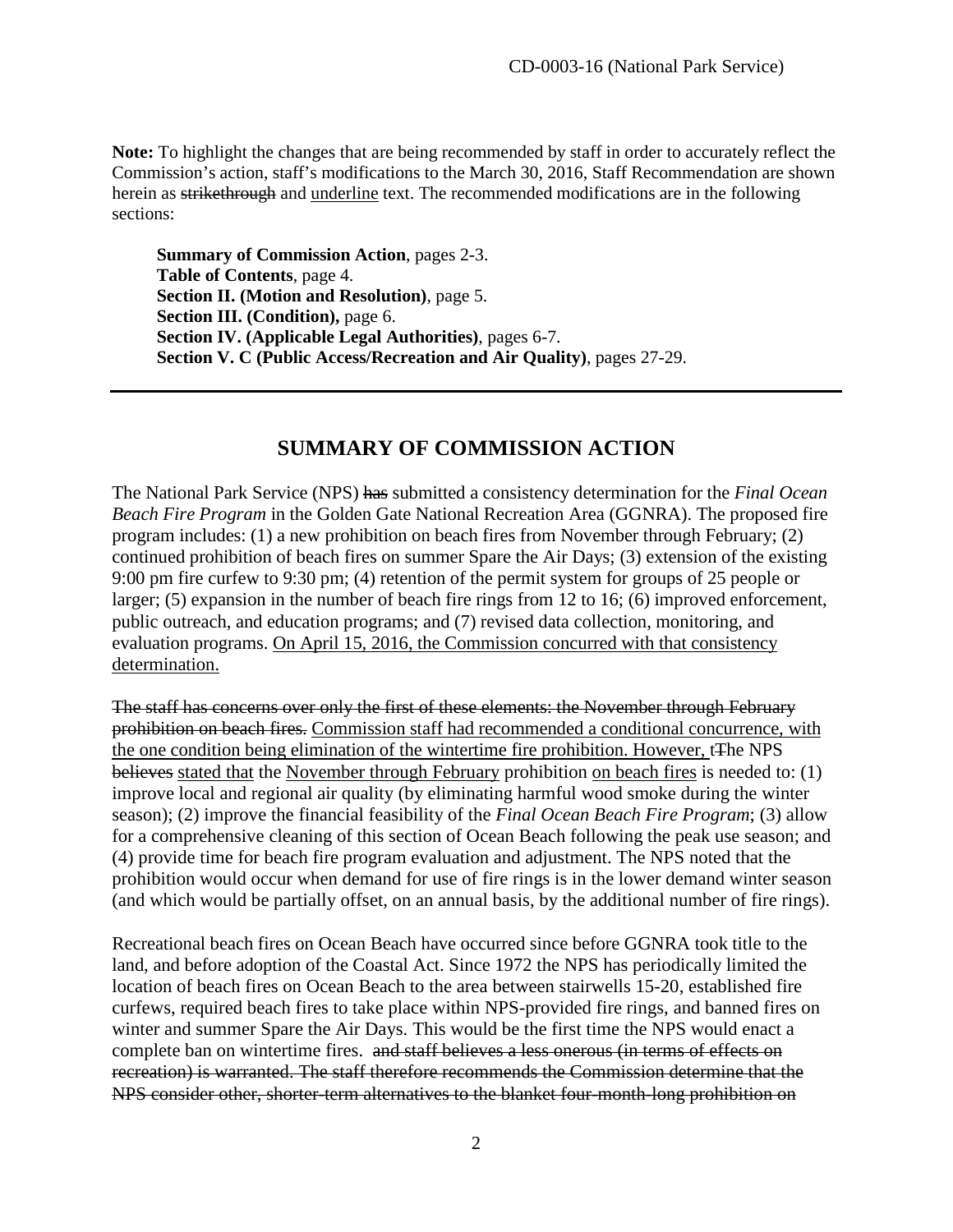**Note:** To highlight the changes that are being recommended by staff in order to accurately reflect the Commission's action, staff's modifications to the March 30, 2016, Staff Recommendation are shown herein as ~~strikethrough~~ and <u>underline</u> text. The recommended modifications are in the following sections:

> **Summary of Commission Action**, pages 2-3.
> **Table of Contents**, page 4.
> **Section II. (Motion and Resolution)**, page 5.
> **Section III. (Condition),** page 6.
> **Section IV. (Applicable Legal Authorities)**, pages 6-7.
> **Section V. C (Public Access/Recreation and Air Quality)**, pages 27-29.

---

## SUMMARY OF COMMISSION ACTION

The National Park Service (NPS) ~~has~~ submitted a consistency determination for the *Final Ocean Beach Fire Program* in the Golden Gate National Recreation Area (GGNRA). The proposed fire program includes: (1) a new prohibition on beach fires from November through February; (2) continued prohibition of beach fires on summer Spare the Air Days; (3) extension of the existing 9:00 pm fire curfew to 9:30 pm; (4) retention of the permit system for groups of 25 people or larger; (5) expansion in the number of beach fire rings from 12 to 16; (6) improved enforcement, public outreach, and education programs; and (7) revised data collection, monitoring, and evaluation programs. <u>On April 15, 2016, the Commission concurred with that consistency determination.</u>

~~The staff has concerns over only the first of these elements: the November through February prohibition on beach fires.~~ <u>Commission staff had recommended a conditional concurrence, with the one condition being elimination of the wintertime fire prohibition. However, t</u>~~T~~he NPS ~~believes~~ <u>stated that</u> the <u>November through February</u> prohibition <u>on beach fires</u> is needed to: (1) improve local and regional air quality (by eliminating harmful wood smoke during the winter season); (2) improve the financial feasibility of the *Final Ocean Beach Fire Program*; (3) allow for a comprehensive cleaning of this section of Ocean Beach following the peak use season; and (4) provide time for beach fire program evaluation and adjustment. The NPS noted that the prohibition would occur when demand for use of fire rings is in the lower demand winter season (and which would be partially offset, on an annual basis, by the additional number of fire rings).

Recreational beach fires on Ocean Beach have occurred since before GGNRA took title to the land, and before adoption of the Coastal Act. Since 1972 the NPS has periodically limited the location of beach fires on Ocean Beach to the area between stairwells 15-20, established fire curfews, required beach fires to take place within NPS-provided fire rings, and banned fires on winter and summer Spare the Air Days. This would be the first time the NPS would enact a complete ban on wintertime fires. ~~and staff believes a less onerous (in terms of effects on recreation) is warranted. The staff therefore recommends the Commission determine that the NPS consider other, shorter-term alternatives to the blanket four-month-long prohibition on~~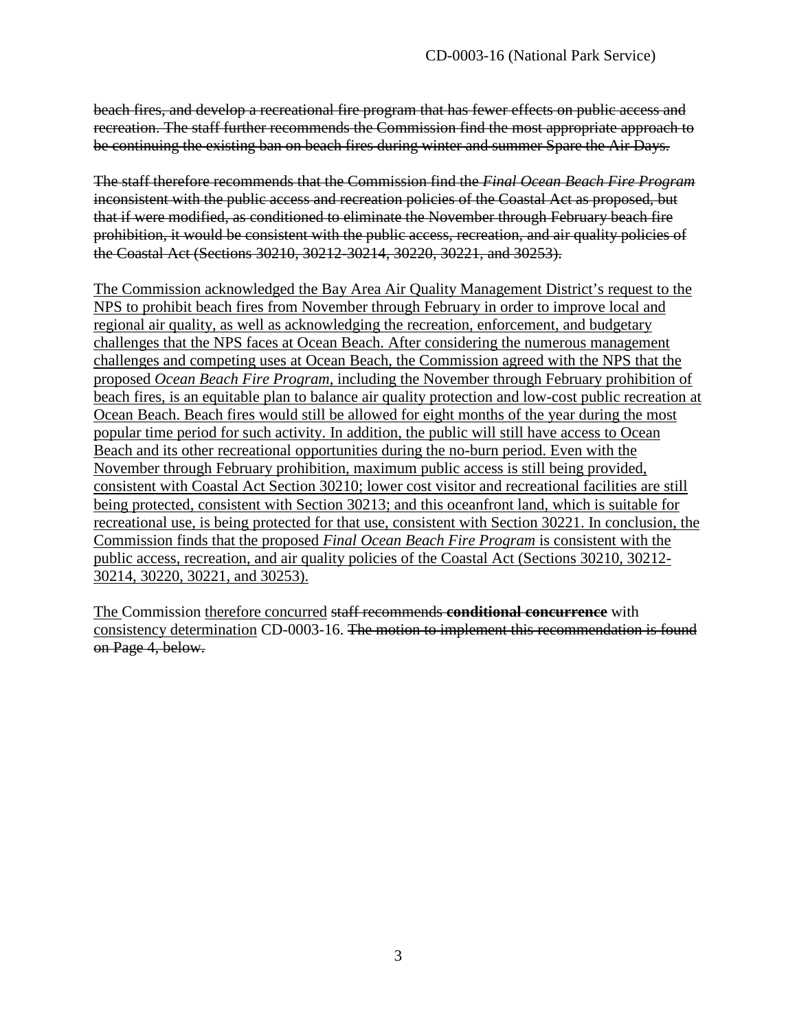~~beach fires, and develop a recreational fire program that has fewer effects on public access and recreation. The staff further recommends the Commission find the most appropriate approach to be continuing the existing ban on beach fires during winter and summer Spare the Air Days.~~

~~The staff therefore recommends that the Commission find the *Final Ocean Beach Fire Program* inconsistent with the public access and recreation policies of the Coastal Act as proposed, but that if were modified, as conditioned to eliminate the November through February beach fire prohibition, it would be consistent with the public access, recreation, and air quality policies of the Coastal Act (Sections 30210, 30212-30214, 30220, 30221, and 30253).~~

<u>The Commission acknowledged the Bay Area Air Quality Management District's request to the NPS to prohibit beach fires from November through February in order to improve local and regional air quality, as well as acknowledging the recreation, enforcement, and budgetary challenges that the NPS faces at Ocean Beach. After considering the numerous management challenges and competing uses at Ocean Beach, the Commission agreed with the NPS that the proposed *Ocean Beach Fire Program*, including the November through February prohibition of beach fires, is an equitable plan to balance air quality protection and low-cost public recreation at Ocean Beach. Beach fires would still be allowed for eight months of the year during the most popular time period for such activity. In addition, the public will still have access to Ocean Beach and its other recreational opportunities during the no-burn period. Even with the November through February prohibition, maximum public access is still being provided, consistent with Coastal Act Section 30210; lower cost visitor and recreational facilities are still being protected, consistent with Section 30213; and this oceanfront land, which is suitable for recreational use, is being protected for that use, consistent with Section 30221. In conclusion, the Commission finds that the proposed *Final Ocean Beach Fire Program* is consistent with the public access, recreation, and air quality policies of the Coastal Act (Sections 30210, 30212-30214, 30220, 30221, and 30253).</u>

<u>The</u> Commission <u>therefore concurred</u> ~~staff recommends **conditional concurrence**~~ with <u>consistency determination</u> CD-0003-16. ~~The motion to implement this recommendation is found on Page 4, below.~~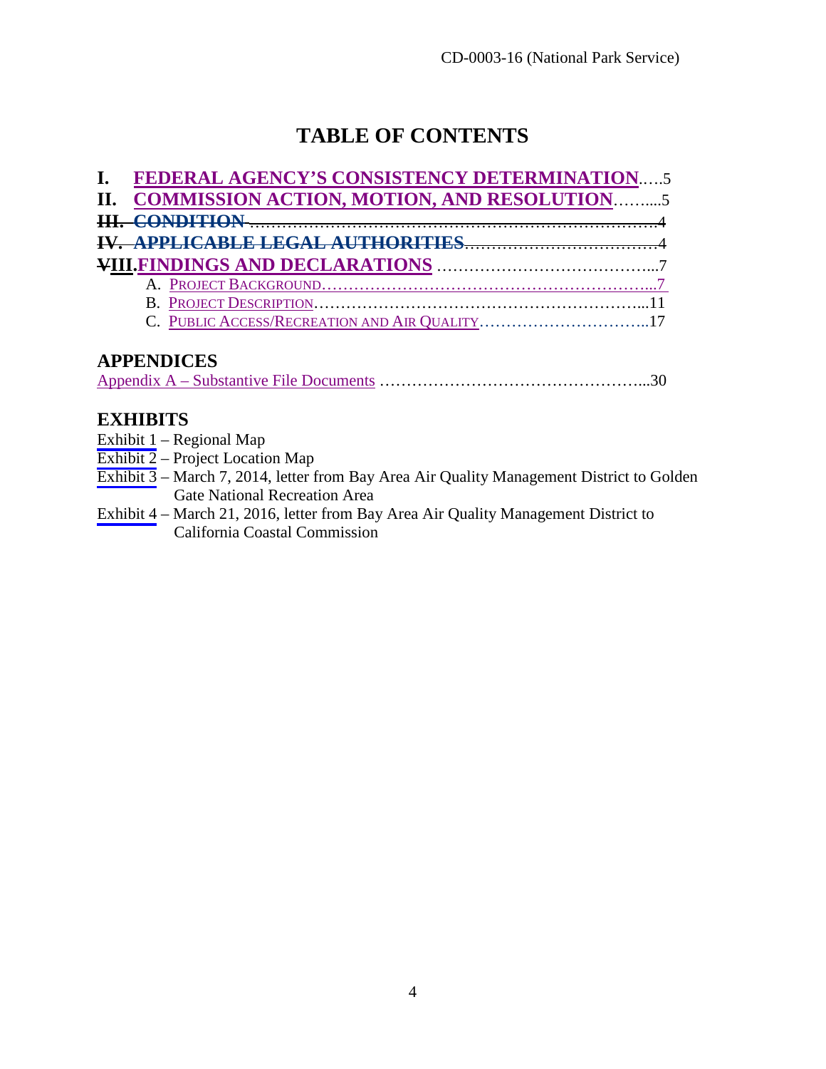# TABLE OF CONTENTS

**I. FEDERAL AGENCY'S CONSISTENCY DETERMINATION**.….5

**II. COMMISSION ACTION, MOTION, AND RESOLUTION**……....5

~~**III. CONDITION**~~ ………………………………………………………………….4

~~**IV. APPLICABLE LEGAL AUTHORITIES**~~………………………………4

**~~V~~III. FINDINGS AND DECLARATIONS** …………………………………...7

- A. PROJECT BACKGROUND……………………………………………………...7
- B. PROJECT DESCRIPTION…………………………………………………...11
- C. PUBLIC ACCESS/RECREATION AND AIR QUALITY…………………………...17

## APPENDICES

Appendix A – Substantive File Documents ………………………………………...30

## EXHIBITS

Exhibit 1 – Regional Map

Exhibit 2 – Project Location Map

Exhibit 3 – March 7, 2014, letter from Bay Area Air Quality Management District to Golden Gate National Recreation Area

Exhibit 4 – March 21, 2016, letter from Bay Area Air Quality Management District to California Coastal Commission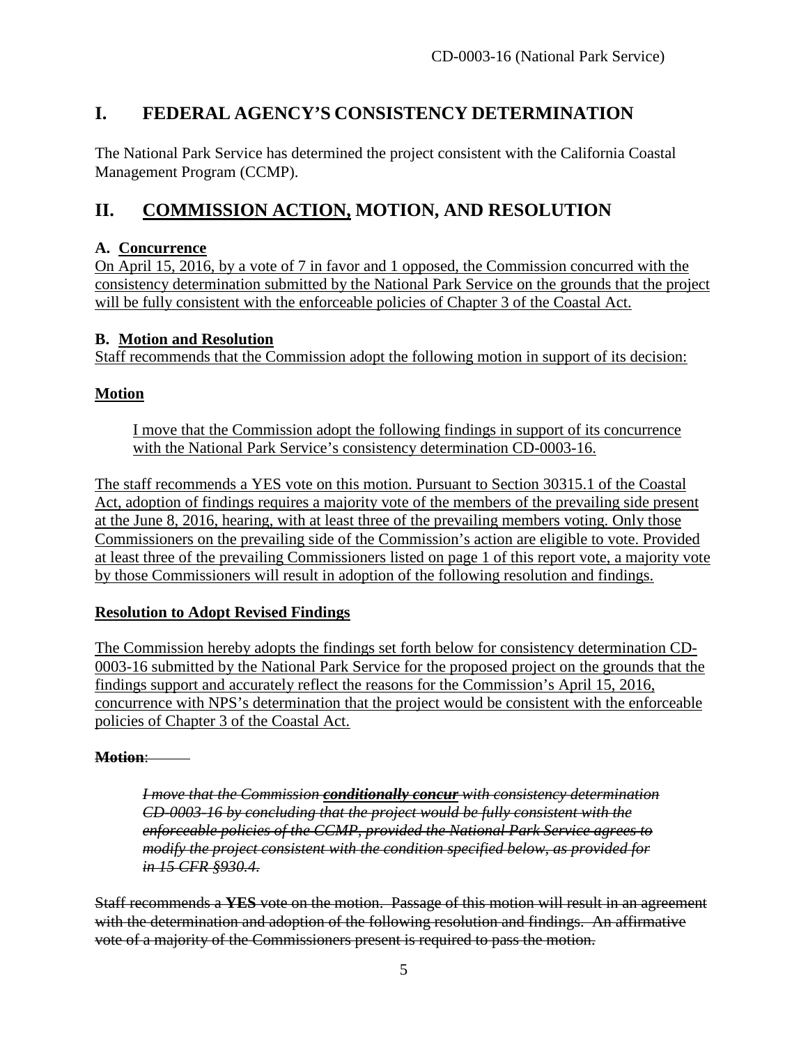# I. FEDERAL AGENCY'S CONSISTENCY DETERMINATION

The National Park Service has determined the project consistent with the California Coastal Management Program (CCMP).

# II. COMMISSION ACTION, MOTION, AND RESOLUTION

### A. Concurrence

On April 15, 2016, by a vote of 7 in favor and 1 opposed, the Commission concurred with the consistency determination submitted by the National Park Service on the grounds that the project will be fully consistent with the enforceable policies of Chapter 3 of the Coastal Act.

### B. Motion and Resolution

Staff recommends that the Commission adopt the following motion in support of its decision:

**Motion**

> I move that the Commission adopt the following findings in support of its concurrence with the National Park Service's consistency determination CD-0003-16.

The staff recommends a YES vote on this motion. Pursuant to Section 30315.1 of the Coastal Act, adoption of findings requires a majority vote of the members of the prevailing side present at the June 8, 2016, hearing, with at least three of the prevailing members voting. Only those Commissioners on the prevailing side of the Commission's action are eligible to vote. Provided at least three of the prevailing Commissioners listed on page 1 of this report vote, a majority vote by those Commissioners will result in adoption of the following resolution and findings.

**Resolution to Adopt Revised Findings**

The Commission hereby adopts the findings set forth below for consistency determination CD-0003-16 submitted by the National Park Service for the proposed project on the grounds that the findings support and accurately reflect the reasons for the Commission's April 15, 2016, concurrence with NPS's determination that the project would be consistent with the enforceable policies of Chapter 3 of the Coastal Act.

~~**Motion**:~~

> ~~*I move that the Commission **conditionally concur** with consistency determination CD-0003-16 by concluding that the project would be fully consistent with the enforceable policies of the CCMP, provided the National Park Service agrees to modify the project consistent with the condition specified below, as provided for in 15 CFR §930.4.*~~

~~Staff recommends a **YES** vote on the motion. Passage of this motion will result in an agreement with the determination and adoption of the following resolution and findings. An affirmative vote of a majority of the Commissioners present is required to pass the motion.~~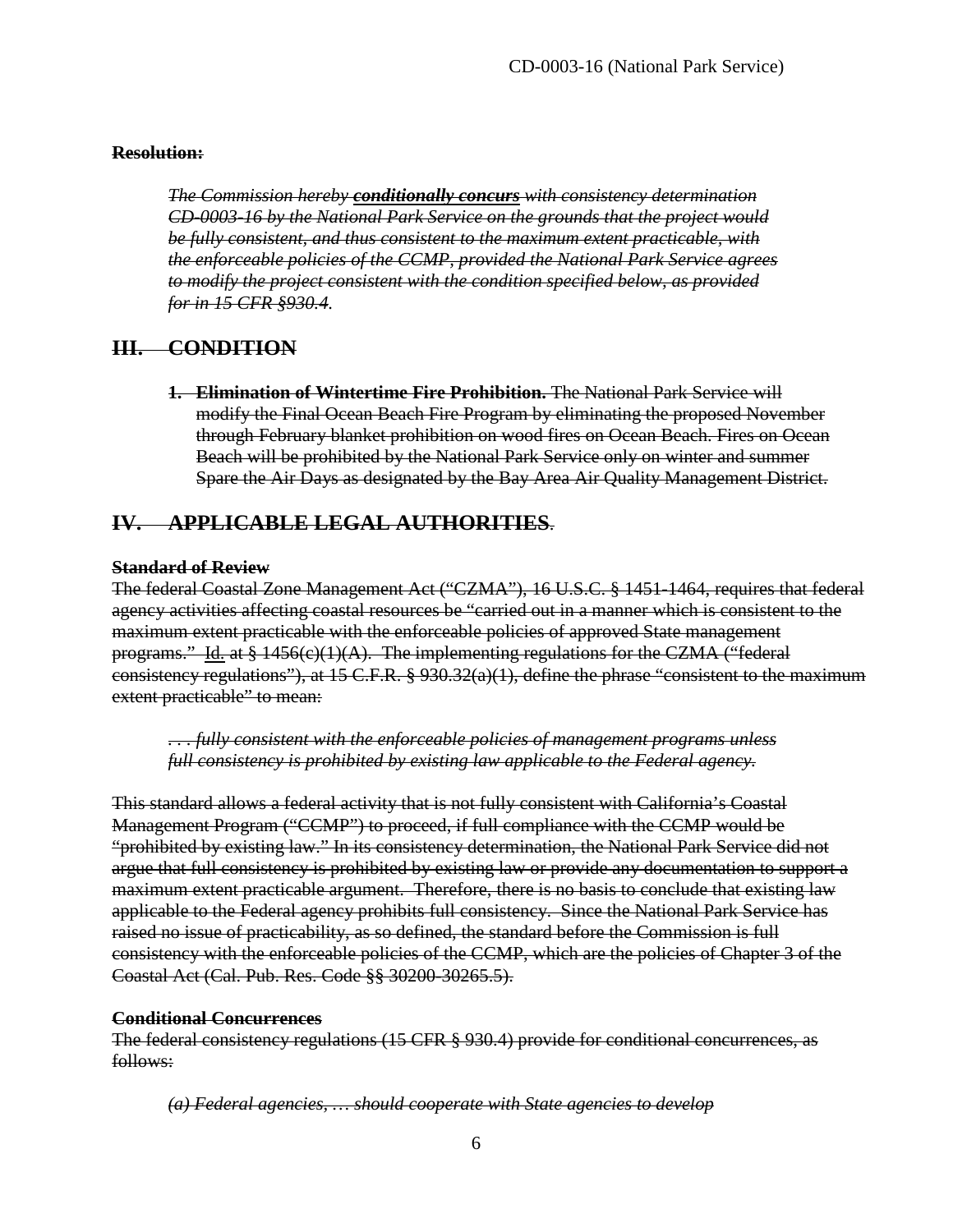**~~Resolution:~~**

> *~~The Commission hereby **conditionally concurs** with consistency determination CD-0003-16 by the National Park Service on the grounds that the project would be fully consistent, and thus consistent to the maximum extent practicable, with the enforceable policies of the CCMP, provided the National Park Service agrees to modify the project consistent with the condition specified below, as provided for in 15 CFR §930.4.~~*

## ~~III. CONDITION~~

1. **~~Elimination of Wintertime Fire Prohibition.~~** ~~The National Park Service will modify the Final Ocean Beach Fire Program by eliminating the proposed November through February blanket prohibition on wood fires on Ocean Beach. Fires on Ocean Beach will be prohibited by the National Park Service only on winter and summer Spare the Air Days as designated by the Bay Area Air Quality Management District.~~

## ~~IV. APPLICABLE LEGAL AUTHORITIES.~~

**~~Standard of Review~~**

~~The federal Coastal Zone Management Act ("CZMA"), 16 U.S.C. § 1451-1464, requires that federal agency activities affecting coastal resources be "carried out in a manner which is consistent to the maximum extent practicable with the enforceable policies of approved State management programs." Id. at § 1456(c)(1)(A). The implementing regulations for the CZMA ("federal consistency regulations"), at 15 C.F.R. § 930.32(a)(1), define the phrase "consistent to the maximum extent practicable" to mean:~~

> *~~. . . fully consistent with the enforceable policies of management programs unless full consistency is prohibited by existing law applicable to the Federal agency.~~*

~~This standard allows a federal activity that is not fully consistent with California's Coastal Management Program ("CCMP") to proceed, if full compliance with the CCMP would be "prohibited by existing law." In its consistency determination, the National Park Service did not argue that full consistency is prohibited by existing law or provide any documentation to support a maximum extent practicable argument. Therefore, there is no basis to conclude that existing law applicable to the Federal agency prohibits full consistency. Since the National Park Service has raised no issue of practicability, as so defined, the standard before the Commission is full consistency with the enforceable policies of the CCMP, which are the policies of Chapter 3 of the Coastal Act (Cal. Pub. Res. Code §§ 30200-30265.5).~~

**~~Conditional Concurrences~~**

~~The federal consistency regulations (15 CFR § 930.4) provide for conditional concurrences, as follows:~~

> *~~(a) Federal agencies, … should cooperate with State agencies to develop~~*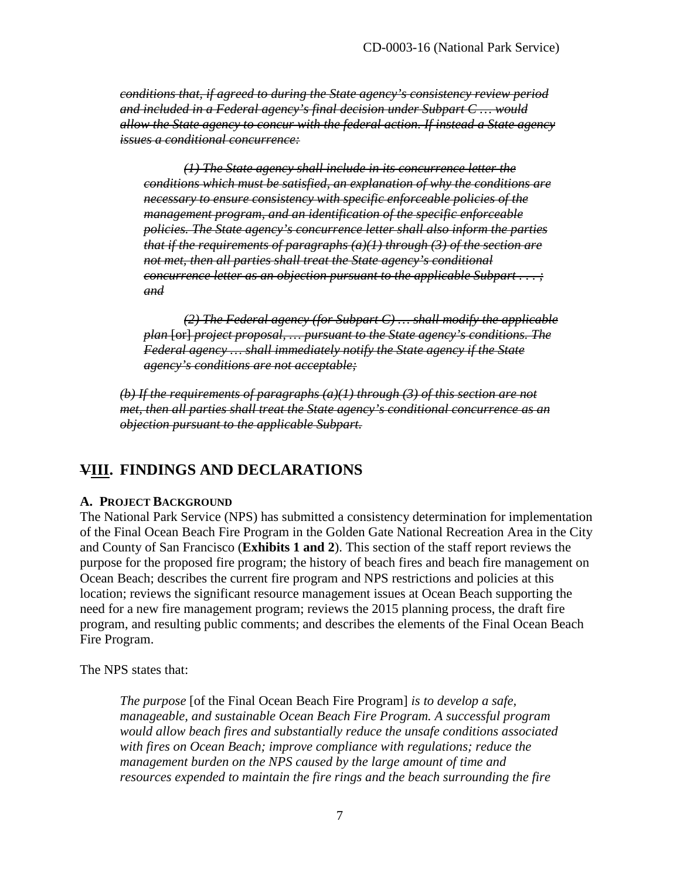~~*conditions that, if agreed to during the State agency's consistency review period and included in a Federal agency's final decision under Subpart C … would allow the State agency to concur with the federal action. If instead a State agency issues a conditional concurrence:*~~

> ~~*(1) The State agency shall include in its concurrence letter the conditions which must be satisfied, an explanation of why the conditions are necessary to ensure consistency with specific enforceable policies of the management program, and an identification of the specific enforceable policies. The State agency's concurrence letter shall also inform the parties that if the requirements of paragraphs (a)(1) through (3) of the section are not met, then all parties shall treat the State agency's conditional concurrence letter as an objection pursuant to the applicable Subpart . . . ; and*~~
>
> ~~*(2) The Federal agency (for Subpart C) … shall modify the applicable plan* [or] *project proposal, … pursuant to the State agency's conditions. The Federal agency … shall immediately notify the State agency if the State agency's conditions are not acceptable;*~~

~~*(b) If the requirements of paragraphs (a)(1) through (3) of this section are not met, then all parties shall treat the State agency's conditional concurrence as an objection pursuant to the applicable Subpart.*~~

## ~~V~~III. FINDINGS AND DECLARATIONS

### A. PROJECT BACKGROUND

The National Park Service (NPS) has submitted a consistency determination for implementation of the Final Ocean Beach Fire Program in the Golden Gate National Recreation Area in the City and County of San Francisco (**Exhibits 1 and 2**). This section of the staff report reviews the purpose for the proposed fire program; the history of beach fires and beach fire management on Ocean Beach; describes the current fire program and NPS restrictions and policies at this location; reviews the significant resource management issues at Ocean Beach supporting the need for a new fire management program; reviews the 2015 planning process, the draft fire program, and resulting public comments; and describes the elements of the Final Ocean Beach Fire Program.

The NPS states that:

> *The purpose* [of the Final Ocean Beach Fire Program] *is to develop a safe, manageable, and sustainable Ocean Beach Fire Program. A successful program would allow beach fires and substantially reduce the unsafe conditions associated with fires on Ocean Beach; improve compliance with regulations; reduce the management burden on the NPS caused by the large amount of time and resources expended to maintain the fire rings and the beach surrounding the fire*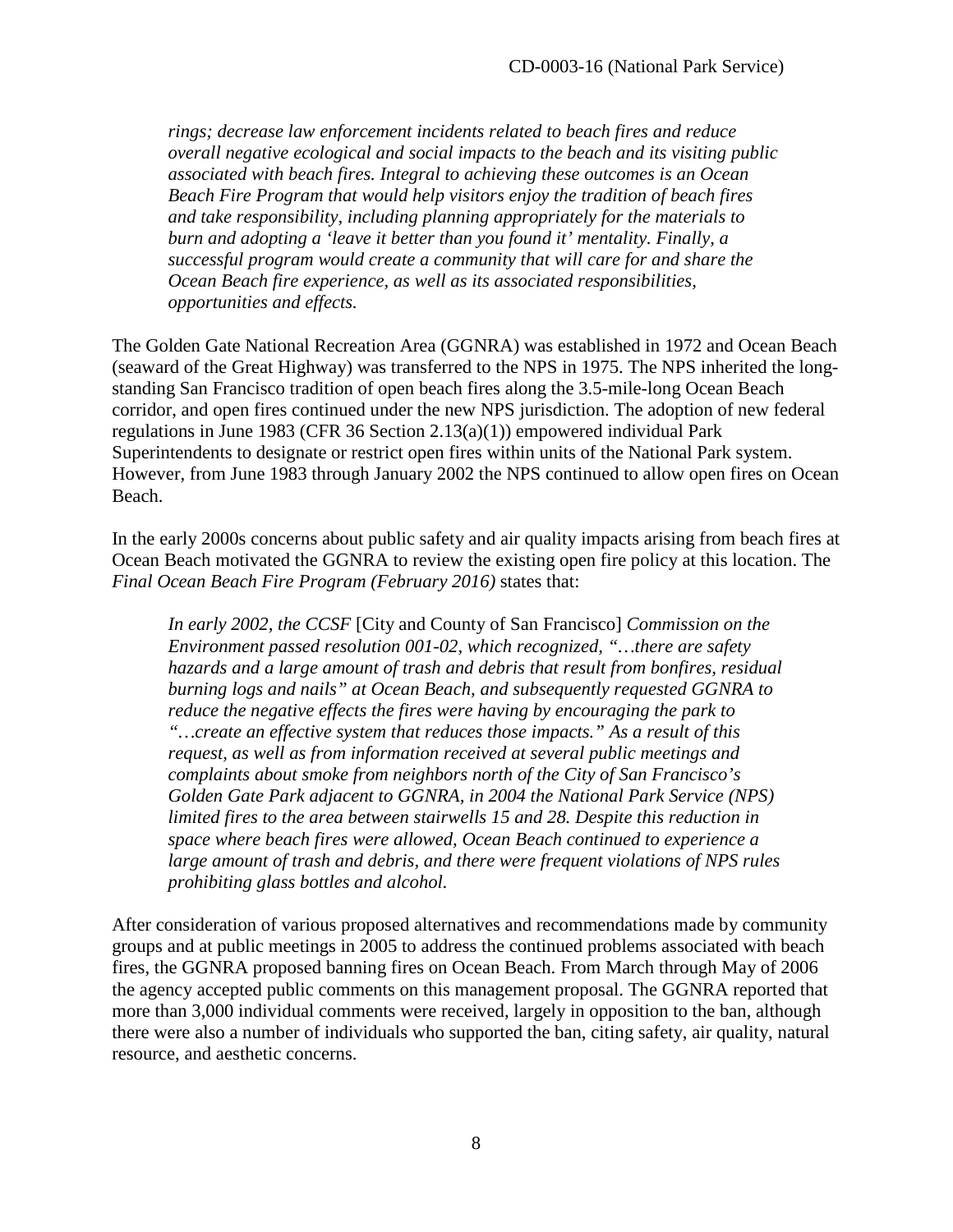*rings; decrease law enforcement incidents related to beach fires and reduce overall negative ecological and social impacts to the beach and its visiting public associated with beach fires. Integral to achieving these outcomes is an Ocean Beach Fire Program that would help visitors enjoy the tradition of beach fires and take responsibility, including planning appropriately for the materials to burn and adopting a 'leave it better than you found it' mentality. Finally, a successful program would create a community that will care for and share the Ocean Beach fire experience, as well as its associated responsibilities, opportunities and effects.*

The Golden Gate National Recreation Area (GGNRA) was established in 1972 and Ocean Beach (seaward of the Great Highway) was transferred to the NPS in 1975. The NPS inherited the long-standing San Francisco tradition of open beach fires along the 3.5-mile-long Ocean Beach corridor, and open fires continued under the new NPS jurisdiction. The adoption of new federal regulations in June 1983 (CFR 36 Section 2.13(a)(1)) empowered individual Park Superintendents to designate or restrict open fires within units of the National Park system. However, from June 1983 through January 2002 the NPS continued to allow open fires on Ocean Beach.

In the early 2000s concerns about public safety and air quality impacts arising from beach fires at Ocean Beach motivated the GGNRA to review the existing open fire policy at this location. The *Final Ocean Beach Fire Program (February 2016)* states that:

> *In early 2002, the CCSF* [City and County of San Francisco] *Commission on the Environment passed resolution 001-02, which recognized, "…there are safety hazards and a large amount of trash and debris that result from bonfires, residual burning logs and nails" at Ocean Beach, and subsequently requested GGNRA to reduce the negative effects the fires were having by encouraging the park to "…create an effective system that reduces those impacts." As a result of this request, as well as from information received at several public meetings and complaints about smoke from neighbors north of the City of San Francisco's Golden Gate Park adjacent to GGNRA, in 2004 the National Park Service (NPS) limited fires to the area between stairwells 15 and 28. Despite this reduction in space where beach fires were allowed, Ocean Beach continued to experience a large amount of trash and debris, and there were frequent violations of NPS rules prohibiting glass bottles and alcohol.*

After consideration of various proposed alternatives and recommendations made by community groups and at public meetings in 2005 to address the continued problems associated with beach fires, the GGNRA proposed banning fires on Ocean Beach. From March through May of 2006 the agency accepted public comments on this management proposal. The GGNRA reported that more than 3,000 individual comments were received, largely in opposition to the ban, although there were also a number of individuals who supported the ban, citing safety, air quality, natural resource, and aesthetic concerns.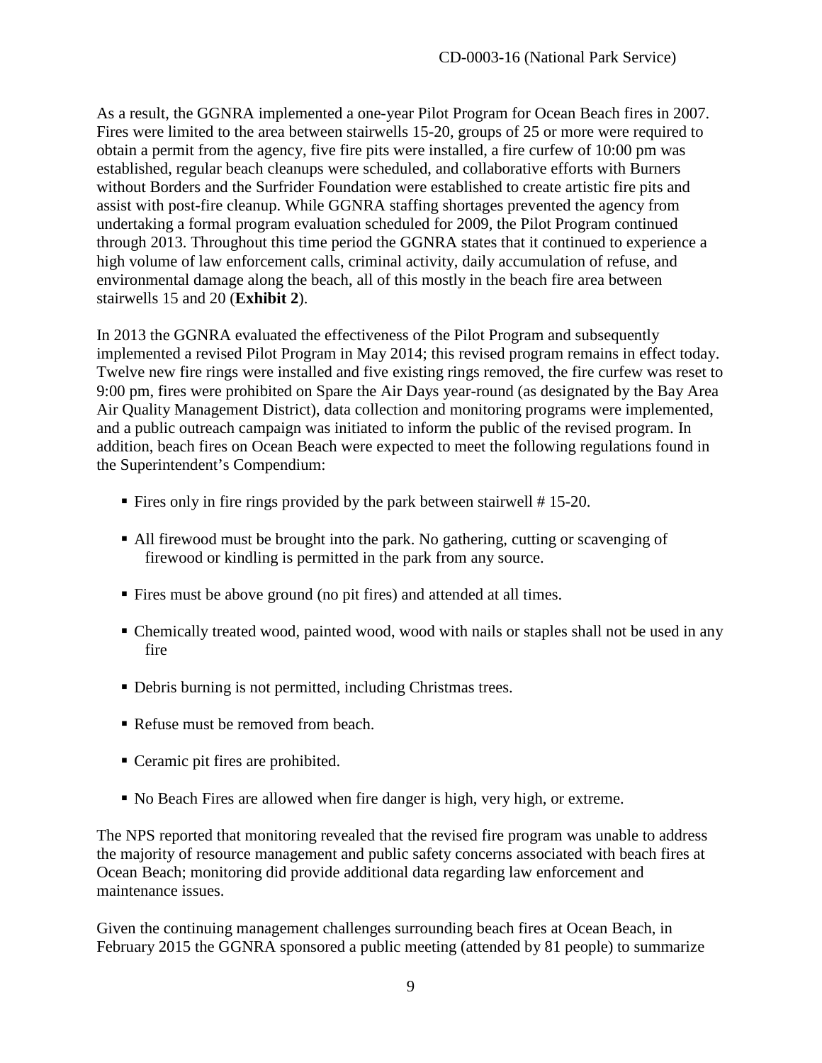As a result, the GGNRA implemented a one-year Pilot Program for Ocean Beach fires in 2007. Fires were limited to the area between stairwells 15-20, groups of 25 or more were required to obtain a permit from the agency, five fire pits were installed, a fire curfew of 10:00 pm was established, regular beach cleanups were scheduled, and collaborative efforts with Burners without Borders and the Surfrider Foundation were established to create artistic fire pits and assist with post-fire cleanup. While GGNRA staffing shortages prevented the agency from undertaking a formal program evaluation scheduled for 2009, the Pilot Program continued through 2013. Throughout this time period the GGNRA states that it continued to experience a high volume of law enforcement calls, criminal activity, daily accumulation of refuse, and environmental damage along the beach, all of this mostly in the beach fire area between stairwells 15 and 20 (**Exhibit 2**).

In 2013 the GGNRA evaluated the effectiveness of the Pilot Program and subsequently implemented a revised Pilot Program in May 2014; this revised program remains in effect today. Twelve new fire rings were installed and five existing rings removed, the fire curfew was reset to 9:00 pm, fires were prohibited on Spare the Air Days year-round (as designated by the Bay Area Air Quality Management District), data collection and monitoring programs were implemented, and a public outreach campaign was initiated to inform the public of the revised program. In addition, beach fires on Ocean Beach were expected to meet the following regulations found in the Superintendent's Compendium:

- Fires only in fire rings provided by the park between stairwell # 15-20.
- All firewood must be brought into the park. No gathering, cutting or scavenging of firewood or kindling is permitted in the park from any source.
- Fires must be above ground (no pit fires) and attended at all times.
- Chemically treated wood, painted wood, wood with nails or staples shall not be used in any fire
- Debris burning is not permitted, including Christmas trees.
- Refuse must be removed from beach.
- Ceramic pit fires are prohibited.
- No Beach Fires are allowed when fire danger is high, very high, or extreme.

The NPS reported that monitoring revealed that the revised fire program was unable to address the majority of resource management and public safety concerns associated with beach fires at Ocean Beach; monitoring did provide additional data regarding law enforcement and maintenance issues.

Given the continuing management challenges surrounding beach fires at Ocean Beach, in February 2015 the GGNRA sponsored a public meeting (attended by 81 people) to summarize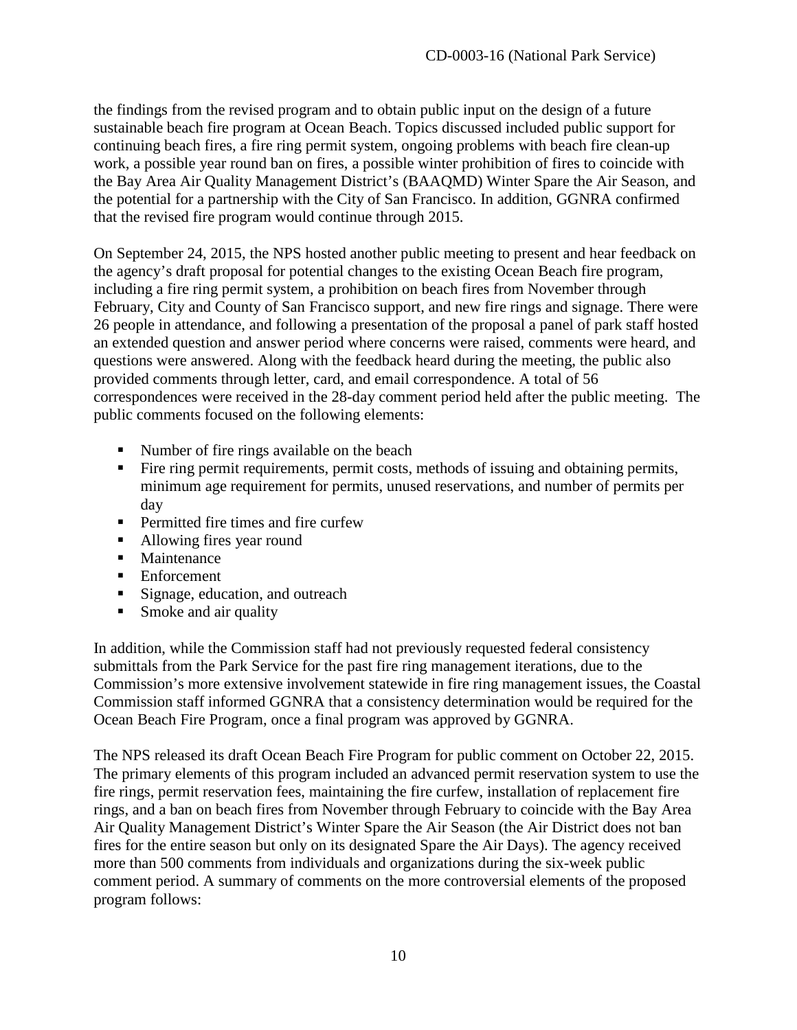the findings from the revised program and to obtain public input on the design of a future sustainable beach fire program at Ocean Beach. Topics discussed included public support for continuing beach fires, a fire ring permit system, ongoing problems with beach fire clean-up work, a possible year round ban on fires, a possible winter prohibition of fires to coincide with the Bay Area Air Quality Management District's (BAAQMD) Winter Spare the Air Season, and the potential for a partnership with the City of San Francisco. In addition, GGNRA confirmed that the revised fire program would continue through 2015.

On September 24, 2015, the NPS hosted another public meeting to present and hear feedback on the agency's draft proposal for potential changes to the existing Ocean Beach fire program, including a fire ring permit system, a prohibition on beach fires from November through February, City and County of San Francisco support, and new fire rings and signage. There were 26 people in attendance, and following a presentation of the proposal a panel of park staff hosted an extended question and answer period where concerns were raised, comments were heard, and questions were answered. Along with the feedback heard during the meeting, the public also provided comments through letter, card, and email correspondence. A total of 56 correspondences were received in the 28-day comment period held after the public meeting. The public comments focused on the following elements:

- Number of fire rings available on the beach
- Fire ring permit requirements, permit costs, methods of issuing and obtaining permits, minimum age requirement for permits, unused reservations, and number of permits per day
- Permitted fire times and fire curfew
- Allowing fires year round
- Maintenance
- Enforcement
- Signage, education, and outreach
- Smoke and air quality

In addition, while the Commission staff had not previously requested federal consistency submittals from the Park Service for the past fire ring management iterations, due to the Commission's more extensive involvement statewide in fire ring management issues, the Coastal Commission staff informed GGNRA that a consistency determination would be required for the Ocean Beach Fire Program, once a final program was approved by GGNRA.

The NPS released its draft Ocean Beach Fire Program for public comment on October 22, 2015. The primary elements of this program included an advanced permit reservation system to use the fire rings, permit reservation fees, maintaining the fire curfew, installation of replacement fire rings, and a ban on beach fires from November through February to coincide with the Bay Area Air Quality Management District's Winter Spare the Air Season (the Air District does not ban fires for the entire season but only on its designated Spare the Air Days). The agency received more than 500 comments from individuals and organizations during the six-week public comment period. A summary of comments on the more controversial elements of the proposed program follows: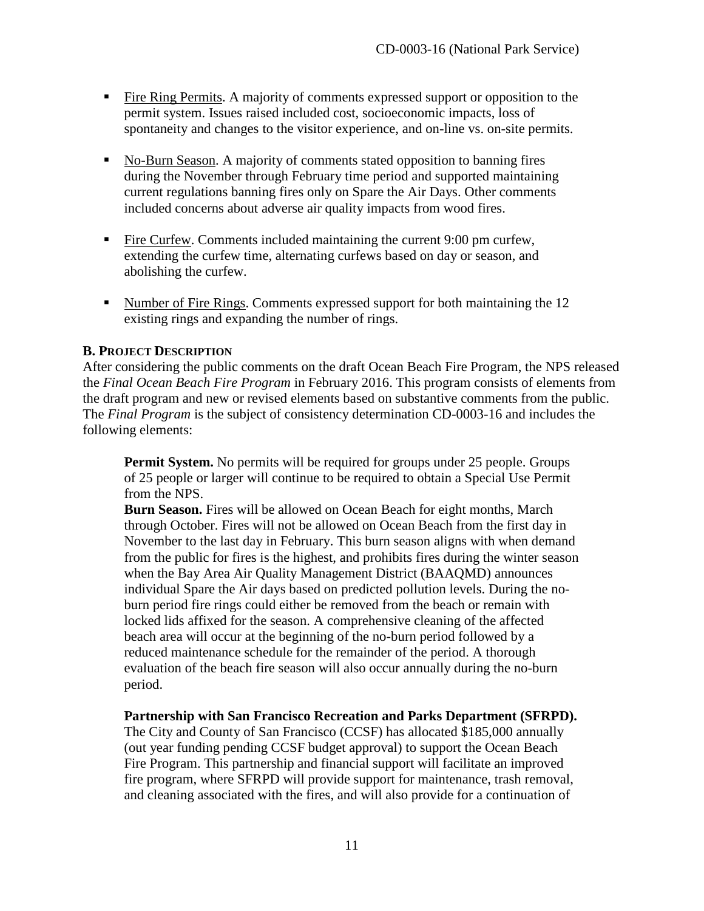- Fire Ring Permits. A majority of comments expressed support or opposition to the permit system. Issues raised included cost, socioeconomic impacts, loss of spontaneity and changes to the visitor experience, and on-line vs. on-site permits.

- No-Burn Season. A majority of comments stated opposition to banning fires during the November through February time period and supported maintaining current regulations banning fires only on Spare the Air Days. Other comments included concerns about adverse air quality impacts from wood fires.

- Fire Curfew. Comments included maintaining the current 9:00 pm curfew, extending the curfew time, alternating curfews based on day or season, and abolishing the curfew.

- Number of Fire Rings. Comments expressed support for both maintaining the 12 existing rings and expanding the number of rings.

**B. PROJECT DESCRIPTION**

After considering the public comments on the draft Ocean Beach Fire Program, the NPS released the *Final Ocean Beach Fire Program* in February 2016. This program consists of elements from the draft program and new or revised elements based on substantive comments from the public. The *Final Program* is the subject of consistency determination CD-0003-16 and includes the following elements:

> **Permit System.** No permits will be required for groups under 25 people. Groups of 25 people or larger will continue to be required to obtain a Special Use Permit from the NPS.
>
> **Burn Season.** Fires will be allowed on Ocean Beach for eight months, March through October. Fires will not be allowed on Ocean Beach from the first day in November to the last day in February. This burn season aligns with when demand from the public for fires is the highest, and prohibits fires during the winter season when the Bay Area Air Quality Management District (BAAQMD) announces individual Spare the Air days based on predicted pollution levels. During the no-burn period fire rings could either be removed from the beach or remain with locked lids affixed for the season. A comprehensive cleaning of the affected beach area will occur at the beginning of the no-burn period followed by a reduced maintenance schedule for the remainder of the period. A thorough evaluation of the beach fire season will also occur annually during the no-burn period.
>
> **Partnership with San Francisco Recreation and Parks Department (SFRPD).** The City and County of San Francisco (CCSF) has allocated $185,000 annually (out year funding pending CCSF budget approval) to support the Ocean Beach Fire Program. This partnership and financial support will facilitate an improved fire program, where SFRPD will provide support for maintenance, trash removal, and cleaning associated with the fires, and will also provide for a continuation of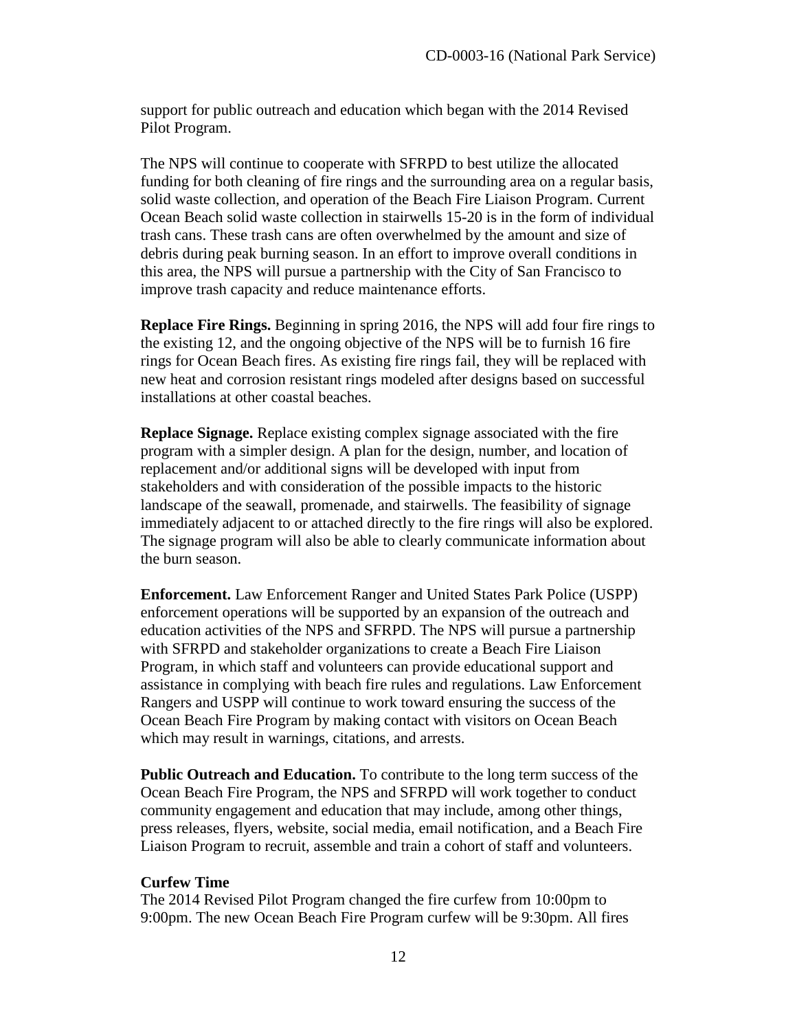support for public outreach and education which began with the 2014 Revised Pilot Program.

The NPS will continue to cooperate with SFRPD to best utilize the allocated funding for both cleaning of fire rings and the surrounding area on a regular basis, solid waste collection, and operation of the Beach Fire Liaison Program. Current Ocean Beach solid waste collection in stairwells 15-20 is in the form of individual trash cans. These trash cans are often overwhelmed by the amount and size of debris during peak burning season. In an effort to improve overall conditions in this area, the NPS will pursue a partnership with the City of San Francisco to improve trash capacity and reduce maintenance efforts.

**Replace Fire Rings.** Beginning in spring 2016, the NPS will add four fire rings to the existing 12, and the ongoing objective of the NPS will be to furnish 16 fire rings for Ocean Beach fires. As existing fire rings fail, they will be replaced with new heat and corrosion resistant rings modeled after designs based on successful installations at other coastal beaches.

**Replace Signage.** Replace existing complex signage associated with the fire program with a simpler design. A plan for the design, number, and location of replacement and/or additional signs will be developed with input from stakeholders and with consideration of the possible impacts to the historic landscape of the seawall, promenade, and stairwells. The feasibility of signage immediately adjacent to or attached directly to the fire rings will also be explored. The signage program will also be able to clearly communicate information about the burn season.

**Enforcement.** Law Enforcement Ranger and United States Park Police (USPP) enforcement operations will be supported by an expansion of the outreach and education activities of the NPS and SFRPD. The NPS will pursue a partnership with SFRPD and stakeholder organizations to create a Beach Fire Liaison Program, in which staff and volunteers can provide educational support and assistance in complying with beach fire rules and regulations. Law Enforcement Rangers and USPP will continue to work toward ensuring the success of the Ocean Beach Fire Program by making contact with visitors on Ocean Beach which may result in warnings, citations, and arrests.

**Public Outreach and Education.** To contribute to the long term success of the Ocean Beach Fire Program, the NPS and SFRPD will work together to conduct community engagement and education that may include, among other things, press releases, flyers, website, social media, email notification, and a Beach Fire Liaison Program to recruit, assemble and train a cohort of staff and volunteers.

**Curfew Time**

The 2014 Revised Pilot Program changed the fire curfew from 10:00pm to 9:00pm. The new Ocean Beach Fire Program curfew will be 9:30pm. All fires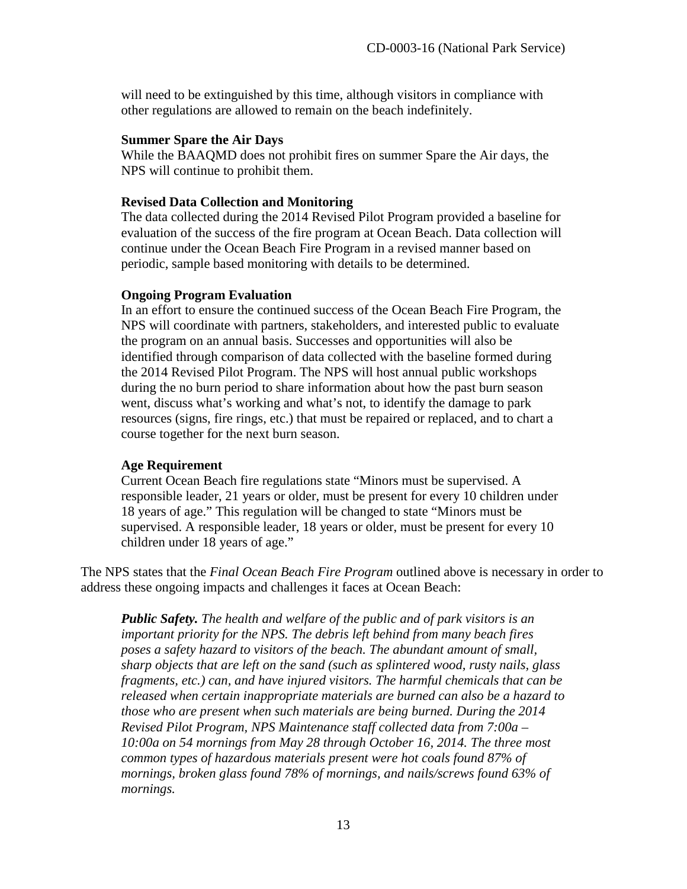will need to be extinguished by this time, although visitors in compliance with other regulations are allowed to remain on the beach indefinitely.

**Summer Spare the Air Days**
While the BAAQMD does not prohibit fires on summer Spare the Air days, the NPS will continue to prohibit them.

**Revised Data Collection and Monitoring**
The data collected during the 2014 Revised Pilot Program provided a baseline for evaluation of the success of the fire program at Ocean Beach. Data collection will continue under the Ocean Beach Fire Program in a revised manner based on periodic, sample based monitoring with details to be determined.

**Ongoing Program Evaluation**
In an effort to ensure the continued success of the Ocean Beach Fire Program, the NPS will coordinate with partners, stakeholders, and interested public to evaluate the program on an annual basis. Successes and opportunities will also be identified through comparison of data collected with the baseline formed during the 2014 Revised Pilot Program. The NPS will host annual public workshops during the no burn period to share information about how the past burn season went, discuss what's working and what's not, to identify the damage to park resources (signs, fire rings, etc.) that must be repaired or replaced, and to chart a course together for the next burn season.

**Age Requirement**
Current Ocean Beach fire regulations state "Minors must be supervised. A responsible leader, 21 years or older, must be present for every 10 children under 18 years of age." This regulation will be changed to state "Minors must be supervised. A responsible leader, 18 years or older, must be present for every 10 children under 18 years of age."

The NPS states that the *Final Ocean Beach Fire Program* outlined above is necessary in order to address these ongoing impacts and challenges it faces at Ocean Beach:

> ***Public Safety.*** *The health and welfare of the public and of park visitors is an important priority for the NPS. The debris left behind from many beach fires poses a safety hazard to visitors of the beach. The abundant amount of small, sharp objects that are left on the sand (such as splintered wood, rusty nails, glass fragments, etc.) can, and have injured visitors. The harmful chemicals that can be released when certain inappropriate materials are burned can also be a hazard to those who are present when such materials are being burned. During the 2014 Revised Pilot Program, NPS Maintenance staff collected data from 7:00a – 10:00a on 54 mornings from May 28 through October 16, 2014. The three most common types of hazardous materials present were hot coals found 87% of mornings, broken glass found 78% of mornings, and nails/screws found 63% of mornings.*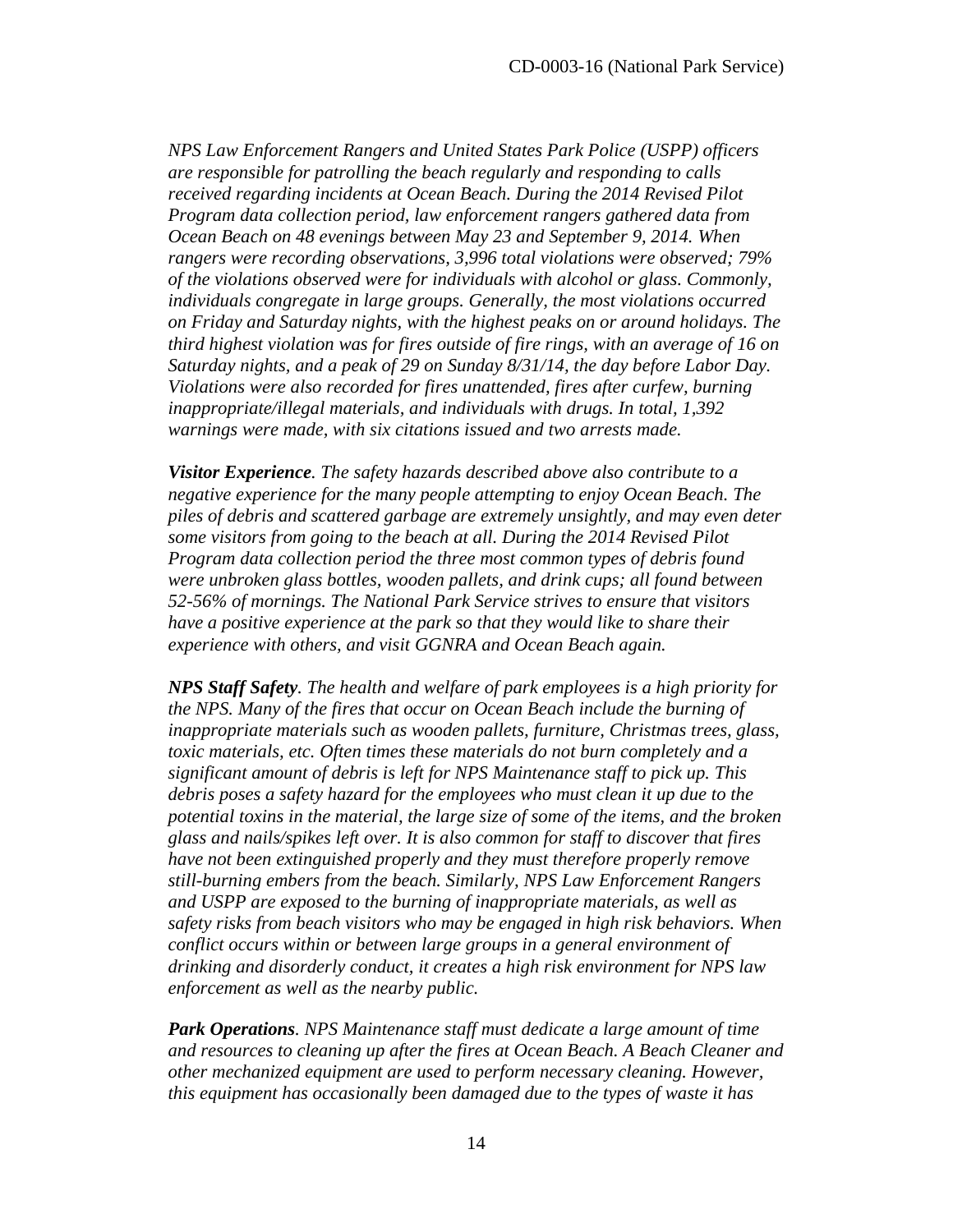*NPS Law Enforcement Rangers and United States Park Police (USPP) officers are responsible for patrolling the beach regularly and responding to calls received regarding incidents at Ocean Beach. During the 2014 Revised Pilot Program data collection period, law enforcement rangers gathered data from Ocean Beach on 48 evenings between May 23 and September 9, 2014. When rangers were recording observations, 3,996 total violations were observed; 79% of the violations observed were for individuals with alcohol or glass. Commonly, individuals congregate in large groups. Generally, the most violations occurred on Friday and Saturday nights, with the highest peaks on or around holidays. The third highest violation was for fires outside of fire rings, with an average of 16 on Saturday nights, and a peak of 29 on Sunday 8/31/14, the day before Labor Day. Violations were also recorded for fires unattended, fires after curfew, burning inappropriate/illegal materials, and individuals with drugs. In total, 1,392 warnings were made, with six citations issued and two arrests made.*

***Visitor Experience**. The safety hazards described above also contribute to a negative experience for the many people attempting to enjoy Ocean Beach. The piles of debris and scattered garbage are extremely unsightly, and may even deter some visitors from going to the beach at all. During the 2014 Revised Pilot Program data collection period the three most common types of debris found were unbroken glass bottles, wooden pallets, and drink cups; all found between 52-56% of mornings. The National Park Service strives to ensure that visitors have a positive experience at the park so that they would like to share their experience with others, and visit GGNRA and Ocean Beach again.*

***NPS Staff Safety**. The health and welfare of park employees is a high priority for the NPS. Many of the fires that occur on Ocean Beach include the burning of inappropriate materials such as wooden pallets, furniture, Christmas trees, glass, toxic materials, etc. Often times these materials do not burn completely and a significant amount of debris is left for NPS Maintenance staff to pick up. This debris poses a safety hazard for the employees who must clean it up due to the potential toxins in the material, the large size of some of the items, and the broken glass and nails/spikes left over. It is also common for staff to discover that fires have not been extinguished properly and they must therefore properly remove still-burning embers from the beach. Similarly, NPS Law Enforcement Rangers and USPP are exposed to the burning of inappropriate materials, as well as safety risks from beach visitors who may be engaged in high risk behaviors. When conflict occurs within or between large groups in a general environment of drinking and disorderly conduct, it creates a high risk environment for NPS law enforcement as well as the nearby public.*

***Park Operations**. NPS Maintenance staff must dedicate a large amount of time and resources to cleaning up after the fires at Ocean Beach. A Beach Cleaner and other mechanized equipment are used to perform necessary cleaning. However, this equipment has occasionally been damaged due to the types of waste it has*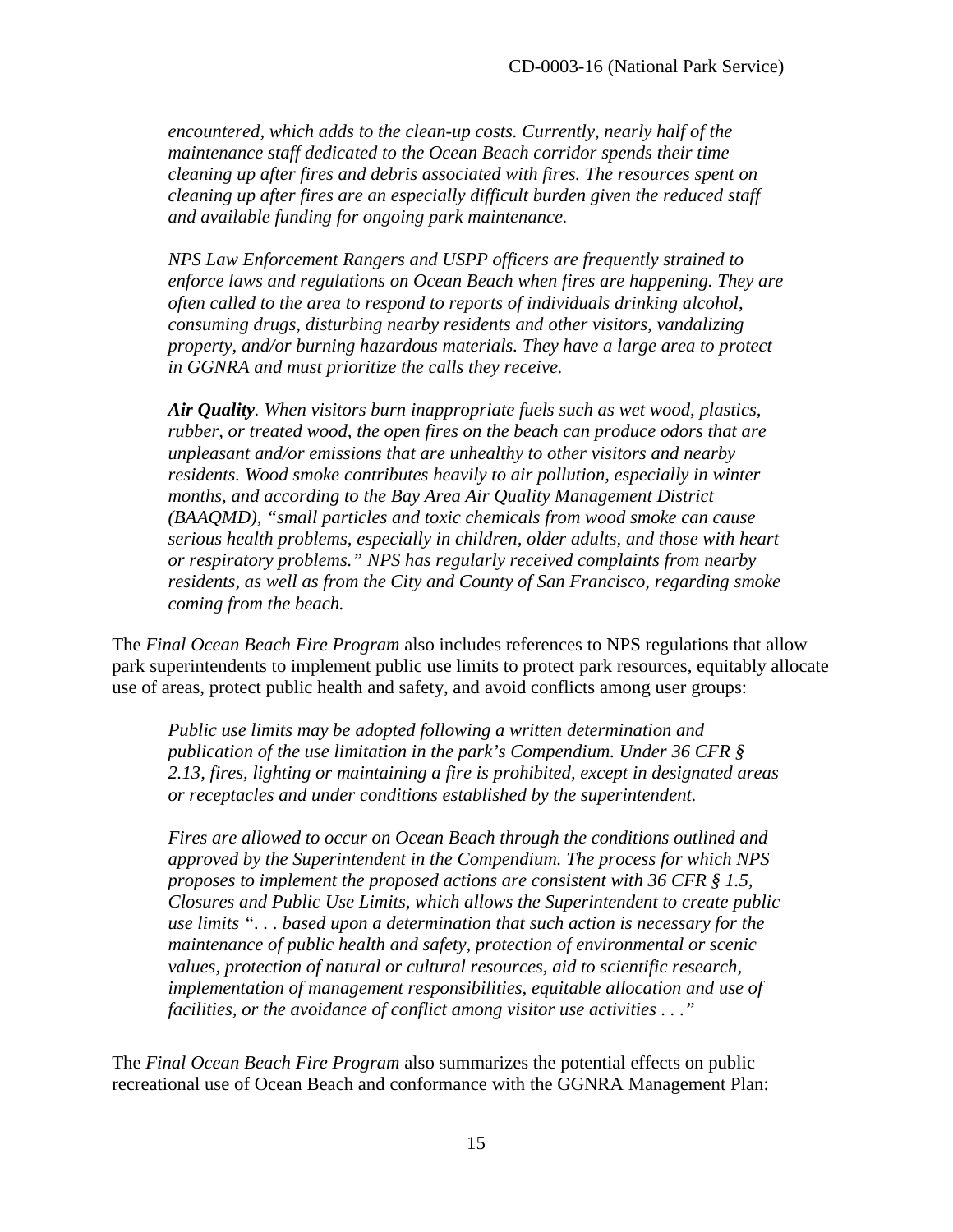> *encountered, which adds to the clean-up costs. Currently, nearly half of the maintenance staff dedicated to the Ocean Beach corridor spends their time cleaning up after fires and debris associated with fires. The resources spent on cleaning up after fires are an especially difficult burden given the reduced staff and available funding for ongoing park maintenance.*
>
> *NPS Law Enforcement Rangers and USPP officers are frequently strained to enforce laws and regulations on Ocean Beach when fires are happening. They are often called to the area to respond to reports of individuals drinking alcohol, consuming drugs, disturbing nearby residents and other visitors, vandalizing property, and/or burning hazardous materials. They have a large area to protect in GGNRA and must prioritize the calls they receive.*
>
> ***Air Quality**. When visitors burn inappropriate fuels such as wet wood, plastics, rubber, or treated wood, the open fires on the beach can produce odors that are unpleasant and/or emissions that are unhealthy to other visitors and nearby residents. Wood smoke contributes heavily to air pollution, especially in winter months, and according to the Bay Area Air Quality Management District (BAAQMD), "small particles and toxic chemicals from wood smoke can cause serious health problems, especially in children, older adults, and those with heart or respiratory problems." NPS has regularly received complaints from nearby residents, as well as from the City and County of San Francisco, regarding smoke coming from the beach.*

The *Final Ocean Beach Fire Program* also includes references to NPS regulations that allow park superintendents to implement public use limits to protect park resources, equitably allocate use of areas, protect public health and safety, and avoid conflicts among user groups:

> *Public use limits may be adopted following a written determination and publication of the use limitation in the park's Compendium. Under 36 CFR § 2.13, fires, lighting or maintaining a fire is prohibited, except in designated areas or receptacles and under conditions established by the superintendent.*
>
> *Fires are allowed to occur on Ocean Beach through the conditions outlined and approved by the Superintendent in the Compendium. The process for which NPS proposes to implement the proposed actions are consistent with 36 CFR § 1.5, Closures and Public Use Limits, which allows the Superintendent to create public use limits ". . . based upon a determination that such action is necessary for the maintenance of public health and safety, protection of environmental or scenic values, protection of natural or cultural resources, aid to scientific research, implementation of management responsibilities, equitable allocation and use of facilities, or the avoidance of conflict among visitor use activities . . ."*

The *Final Ocean Beach Fire Program* also summarizes the potential effects on public recreational use of Ocean Beach and conformance with the GGNRA Management Plan: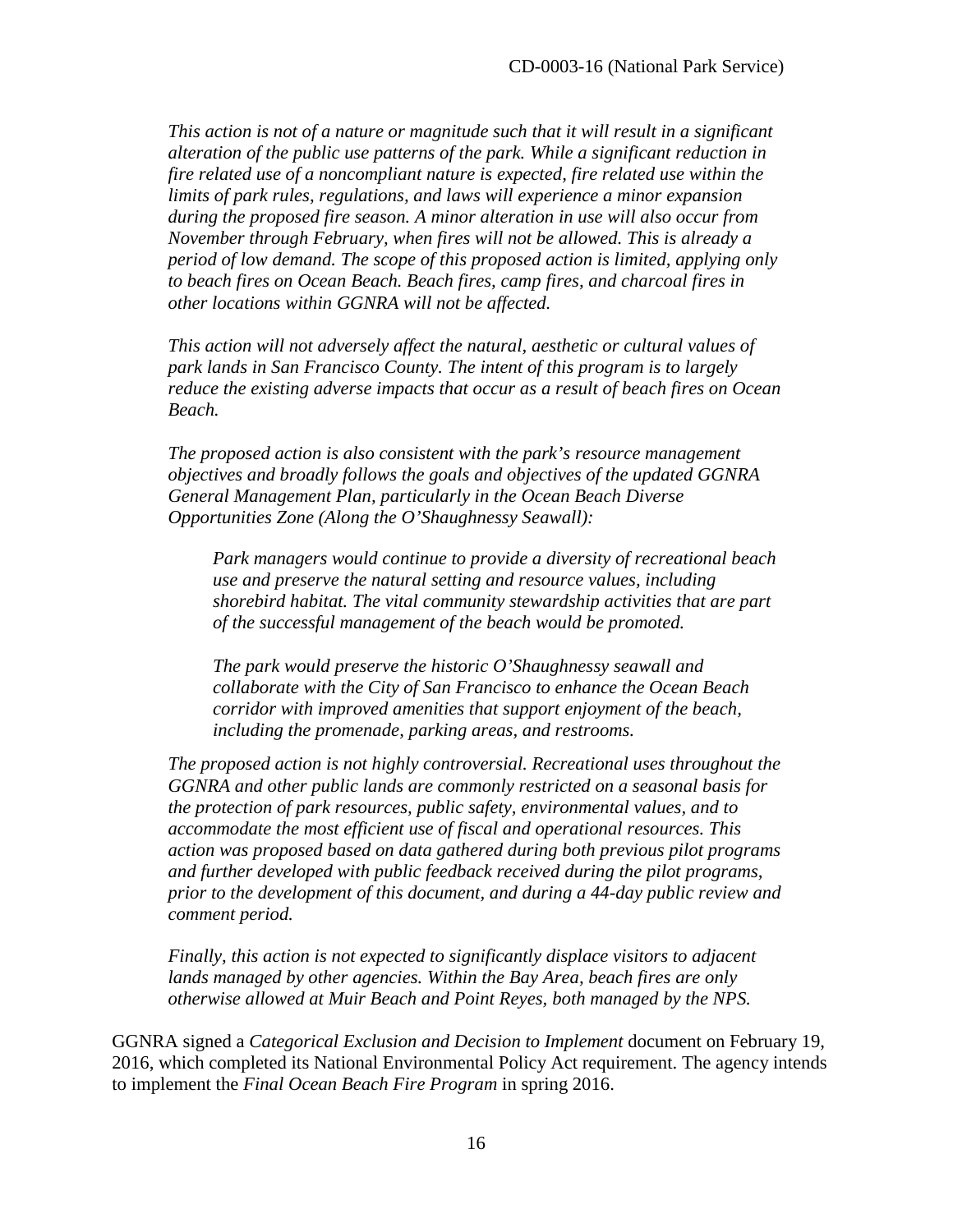*This action is not of a nature or magnitude such that it will result in a significant alteration of the public use patterns of the park. While a significant reduction in fire related use of a noncompliant nature is expected, fire related use within the limits of park rules, regulations, and laws will experience a minor expansion during the proposed fire season. A minor alteration in use will also occur from November through February, when fires will not be allowed. This is already a period of low demand. The scope of this proposed action is limited, applying only to beach fires on Ocean Beach. Beach fires, camp fires, and charcoal fires in other locations within GGNRA will not be affected.*

*This action will not adversely affect the natural, aesthetic or cultural values of park lands in San Francisco County. The intent of this program is to largely reduce the existing adverse impacts that occur as a result of beach fires on Ocean Beach.*

*The proposed action is also consistent with the park's resource management objectives and broadly follows the goals and objectives of the updated GGNRA General Management Plan, particularly in the Ocean Beach Diverse Opportunities Zone (Along the O'Shaughnessy Seawall):*

> *Park managers would continue to provide a diversity of recreational beach use and preserve the natural setting and resource values, including shorebird habitat. The vital community stewardship activities that are part of the successful management of the beach would be promoted.*
>
> *The park would preserve the historic O'Shaughnessy seawall and collaborate with the City of San Francisco to enhance the Ocean Beach corridor with improved amenities that support enjoyment of the beach, including the promenade, parking areas, and restrooms.*

*The proposed action is not highly controversial. Recreational uses throughout the GGNRA and other public lands are commonly restricted on a seasonal basis for the protection of park resources, public safety, environmental values, and to accommodate the most efficient use of fiscal and operational resources. This action was proposed based on data gathered during both previous pilot programs and further developed with public feedback received during the pilot programs, prior to the development of this document, and during a 44-day public review and comment period.*

*Finally, this action is not expected to significantly displace visitors to adjacent lands managed by other agencies. Within the Bay Area, beach fires are only otherwise allowed at Muir Beach and Point Reyes, both managed by the NPS.*

GGNRA signed a *Categorical Exclusion and Decision to Implement* document on February 19, 2016, which completed its National Environmental Policy Act requirement. The agency intends to implement the *Final Ocean Beach Fire Program* in spring 2016.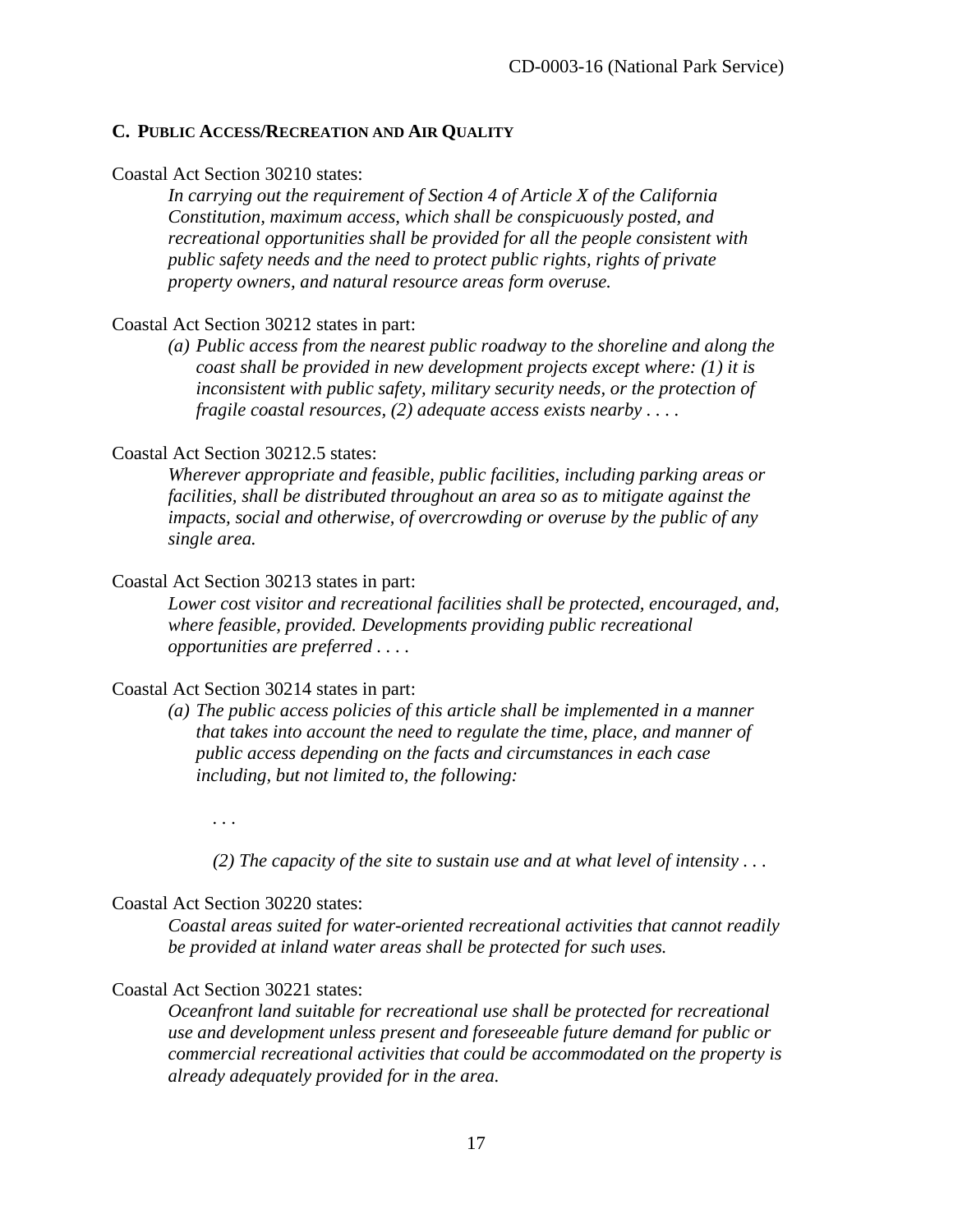### C. Public Access/Recreation and Air Quality

Coastal Act Section 30210 states:

> *In carrying out the requirement of Section 4 of Article X of the California Constitution, maximum access, which shall be conspicuously posted, and recreational opportunities shall be provided for all the people consistent with public safety needs and the need to protect public rights, rights of private property owners, and natural resource areas form overuse.*

Coastal Act Section 30212 states in part:

> *(a) Public access from the nearest public roadway to the shoreline and along the coast shall be provided in new development projects except where: (1) it is inconsistent with public safety, military security needs, or the protection of fragile coastal resources, (2) adequate access exists nearby . . . .*

Coastal Act Section 30212.5 states:

> *Wherever appropriate and feasible, public facilities, including parking areas or facilities, shall be distributed throughout an area so as to mitigate against the impacts, social and otherwise, of overcrowding or overuse by the public of any single area.*

Coastal Act Section 30213 states in part:

> *Lower cost visitor and recreational facilities shall be protected, encouraged, and, where feasible, provided. Developments providing public recreational opportunities are preferred . . . .*

Coastal Act Section 30214 states in part:

> *(a) The public access policies of this article shall be implemented in a manner that takes into account the need to regulate the time, place, and manner of public access depending on the facts and circumstances in each case including, but not limited to, the following:*
>
> . . .
>
> *(2) The capacity of the site to sustain use and at what level of intensity . . .*

Coastal Act Section 30220 states:

> *Coastal areas suited for water-oriented recreational activities that cannot readily be provided at inland water areas shall be protected for such uses.*

Coastal Act Section 30221 states:

> *Oceanfront land suitable for recreational use shall be protected for recreational use and development unless present and foreseeable future demand for public or commercial recreational activities that could be accommodated on the property is already adequately provided for in the area.*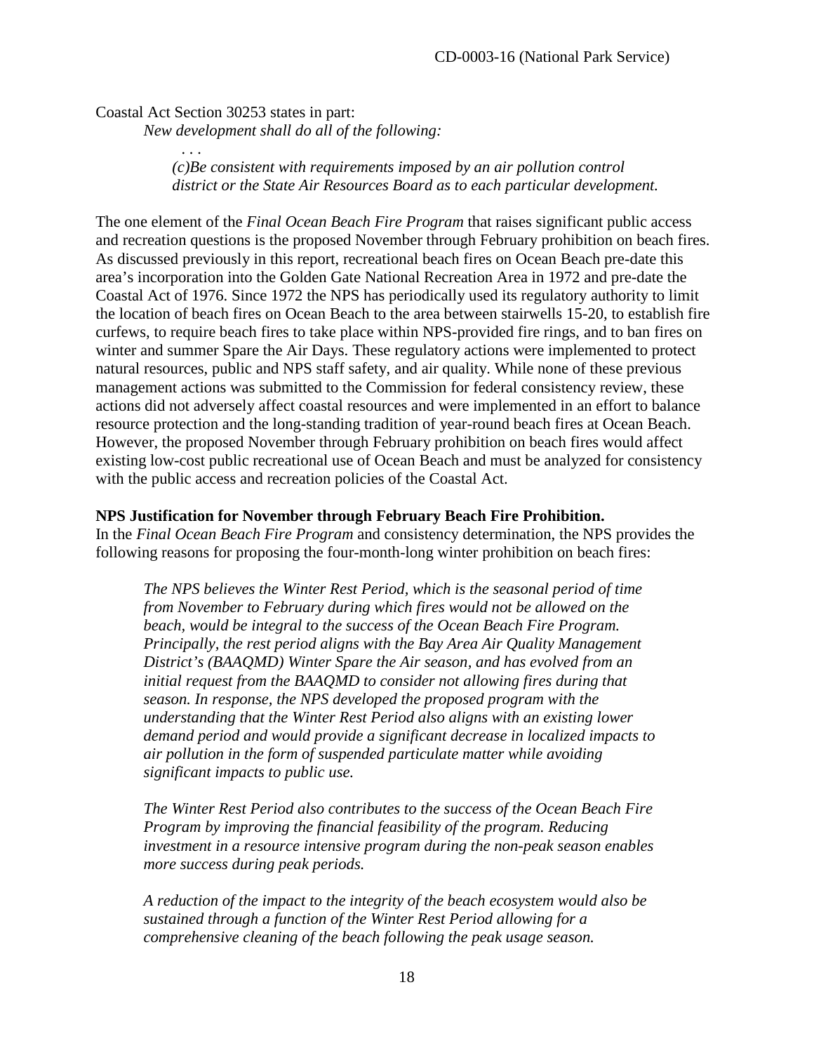Coastal Act Section 30253 states in part:

> *New development shall do all of the following:*
>
> *. . .*
>
> *(c)Be consistent with requirements imposed by an air pollution control district or the State Air Resources Board as to each particular development.*

The one element of the *Final Ocean Beach Fire Program* that raises significant public access and recreation questions is the proposed November through February prohibition on beach fires. As discussed previously in this report, recreational beach fires on Ocean Beach pre-date this area's incorporation into the Golden Gate National Recreation Area in 1972 and pre-date the Coastal Act of 1976. Since 1972 the NPS has periodically used its regulatory authority to limit the location of beach fires on Ocean Beach to the area between stairwells 15-20, to establish fire curfews, to require beach fires to take place within NPS-provided fire rings, and to ban fires on winter and summer Spare the Air Days. These regulatory actions were implemented to protect natural resources, public and NPS staff safety, and air quality. While none of these previous management actions was submitted to the Commission for federal consistency review, these actions did not adversely affect coastal resources and were implemented in an effort to balance resource protection and the long-standing tradition of year-round beach fires at Ocean Beach. However, the proposed November through February prohibition on beach fires would affect existing low-cost public recreational use of Ocean Beach and must be analyzed for consistency with the public access and recreation policies of the Coastal Act.

**NPS Justification for November through February Beach Fire Prohibition.**

In the *Final Ocean Beach Fire Program* and consistency determination, the NPS provides the following reasons for proposing the four-month-long winter prohibition on beach fires:

> *The NPS believes the Winter Rest Period, which is the seasonal period of time from November to February during which fires would not be allowed on the beach, would be integral to the success of the Ocean Beach Fire Program. Principally, the rest period aligns with the Bay Area Air Quality Management District's (BAAQMD) Winter Spare the Air season, and has evolved from an initial request from the BAAQMD to consider not allowing fires during that season. In response, the NPS developed the proposed program with the understanding that the Winter Rest Period also aligns with an existing lower demand period and would provide a significant decrease in localized impacts to air pollution in the form of suspended particulate matter while avoiding significant impacts to public use.*
>
> *The Winter Rest Period also contributes to the success of the Ocean Beach Fire Program by improving the financial feasibility of the program. Reducing investment in a resource intensive program during the non-peak season enables more success during peak periods.*
>
> *A reduction of the impact to the integrity of the beach ecosystem would also be sustained through a function of the Winter Rest Period allowing for a comprehensive cleaning of the beach following the peak usage season.*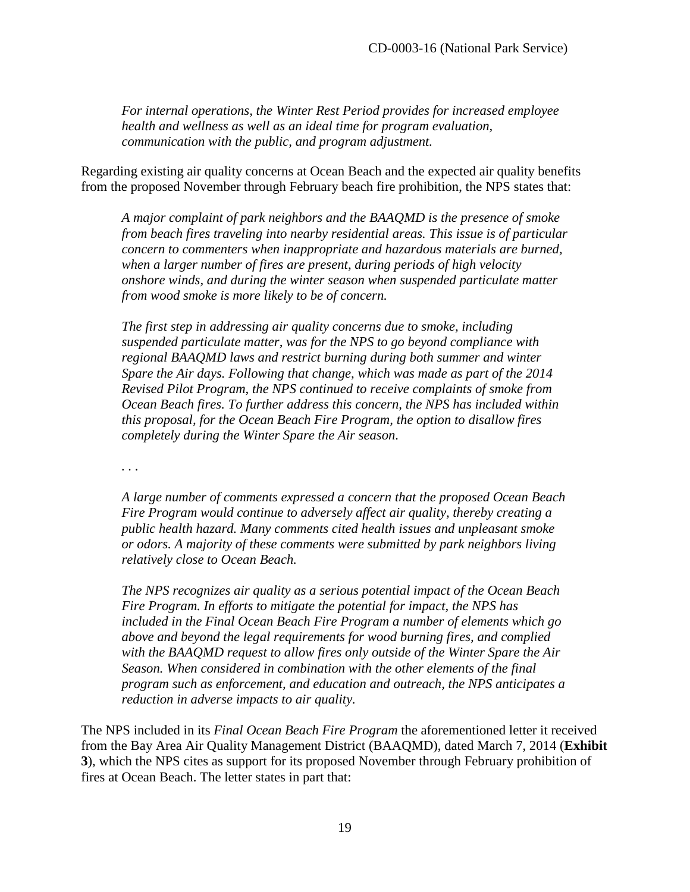*For internal operations, the Winter Rest Period provides for increased employee health and wellness as well as an ideal time for program evaluation, communication with the public, and program adjustment.*

Regarding existing air quality concerns at Ocean Beach and the expected air quality benefits from the proposed November through February beach fire prohibition, the NPS states that:

> *A major complaint of park neighbors and the BAAQMD is the presence of smoke from beach fires traveling into nearby residential areas. This issue is of particular concern to commenters when inappropriate and hazardous materials are burned, when a larger number of fires are present, during periods of high velocity onshore winds, and during the winter season when suspended particulate matter from wood smoke is more likely to be of concern.*
>
> *The first step in addressing air quality concerns due to smoke, including suspended particulate matter, was for the NPS to go beyond compliance with regional BAAQMD laws and restrict burning during both summer and winter Spare the Air days. Following that change, which was made as part of the 2014 Revised Pilot Program, the NPS continued to receive complaints of smoke from Ocean Beach fires. To further address this concern, the NPS has included within this proposal, for the Ocean Beach Fire Program, the option to disallow fires completely during the Winter Spare the Air season.*
>
> *. . .*
>
> *A large number of comments expressed a concern that the proposed Ocean Beach Fire Program would continue to adversely affect air quality, thereby creating a public health hazard. Many comments cited health issues and unpleasant smoke or odors. A majority of these comments were submitted by park neighbors living relatively close to Ocean Beach.*
>
> *The NPS recognizes air quality as a serious potential impact of the Ocean Beach Fire Program. In efforts to mitigate the potential for impact, the NPS has included in the Final Ocean Beach Fire Program a number of elements which go above and beyond the legal requirements for wood burning fires, and complied with the BAAQMD request to allow fires only outside of the Winter Spare the Air Season. When considered in combination with the other elements of the final program such as enforcement, and education and outreach, the NPS anticipates a reduction in adverse impacts to air quality.*

The NPS included in its *Final Ocean Beach Fire Program* the aforementioned letter it received from the Bay Area Air Quality Management District (BAAQMD), dated March 7, 2014 (**Exhibit 3**), which the NPS cites as support for its proposed November through February prohibition of fires at Ocean Beach. The letter states in part that: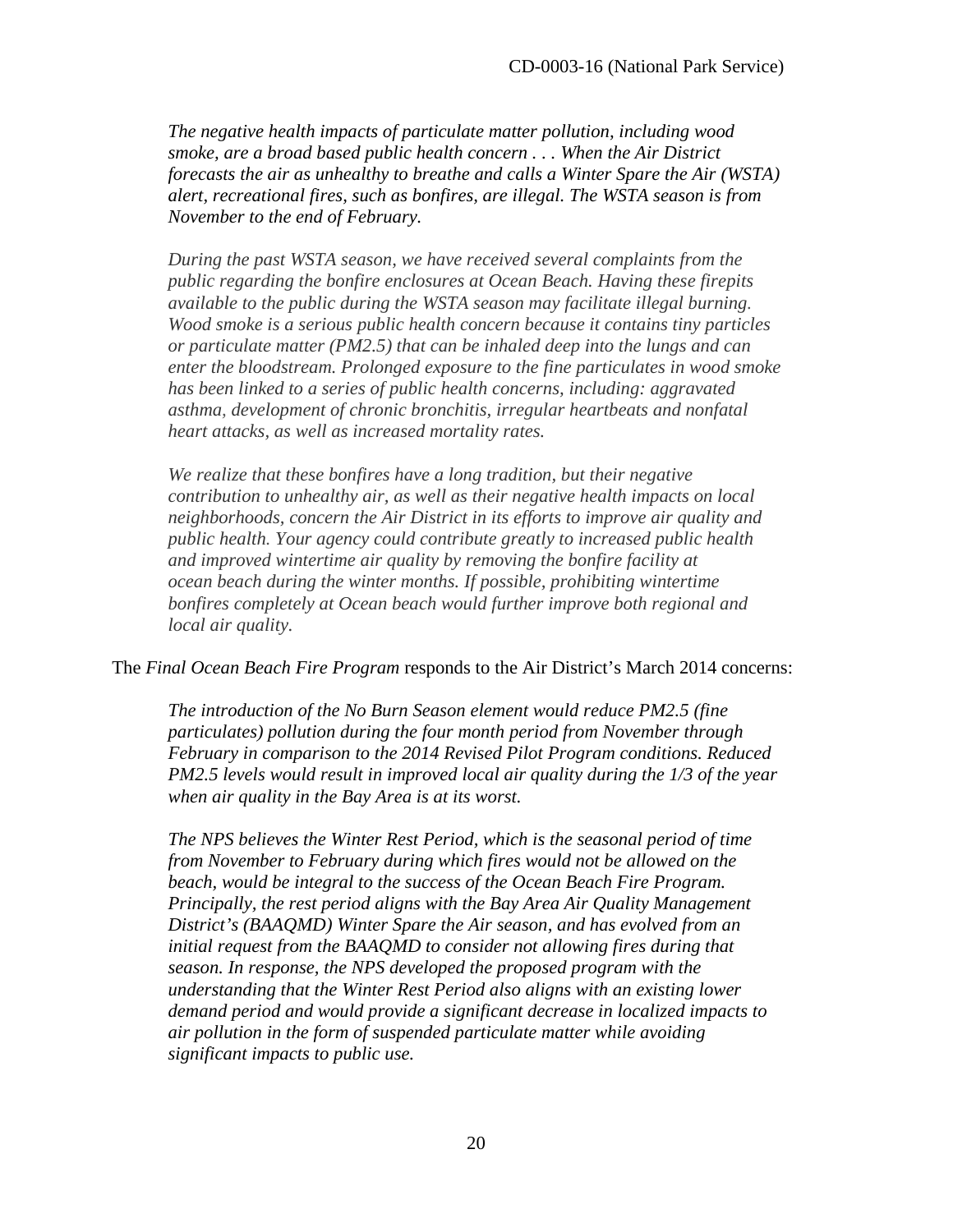*The negative health impacts of particulate matter pollution, including wood smoke, are a broad based public health concern . . . When the Air District forecasts the air as unhealthy to breathe and calls a Winter Spare the Air (WSTA) alert, recreational fires, such as bonfires, are illegal. The WSTA season is from November to the end of February.*

*During the past WSTA season, we have received several complaints from the public regarding the bonfire enclosures at Ocean Beach. Having these firepits available to the public during the WSTA season may facilitate illegal burning. Wood smoke is a serious public health concern because it contains tiny particles or particulate matter (PM2.5) that can be inhaled deep into the lungs and can enter the bloodstream. Prolonged exposure to the fine particulates in wood smoke has been linked to a series of public health concerns, including: aggravated asthma, development of chronic bronchitis, irregular heartbeats and nonfatal heart attacks, as well as increased mortality rates.*

*We realize that these bonfires have a long tradition, but their negative contribution to unhealthy air, as well as their negative health impacts on local neighborhoods, concern the Air District in its efforts to improve air quality and public health. Your agency could contribute greatly to increased public health and improved wintertime air quality by removing the bonfire facility at ocean beach during the winter months. If possible, prohibiting wintertime bonfires completely at Ocean beach would further improve both regional and local air quality.*

The *Final Ocean Beach Fire Program* responds to the Air District's March 2014 concerns:

*The introduction of the No Burn Season element would reduce PM2.5 (fine particulates) pollution during the four month period from November through February in comparison to the 2014 Revised Pilot Program conditions. Reduced PM2.5 levels would result in improved local air quality during the 1/3 of the year when air quality in the Bay Area is at its worst.*

*The NPS believes the Winter Rest Period, which is the seasonal period of time from November to February during which fires would not be allowed on the beach, would be integral to the success of the Ocean Beach Fire Program. Principally, the rest period aligns with the Bay Area Air Quality Management District's (BAAQMD) Winter Spare the Air season, and has evolved from an initial request from the BAAQMD to consider not allowing fires during that season. In response, the NPS developed the proposed program with the understanding that the Winter Rest Period also aligns with an existing lower demand period and would provide a significant decrease in localized impacts to air pollution in the form of suspended particulate matter while avoiding significant impacts to public use.*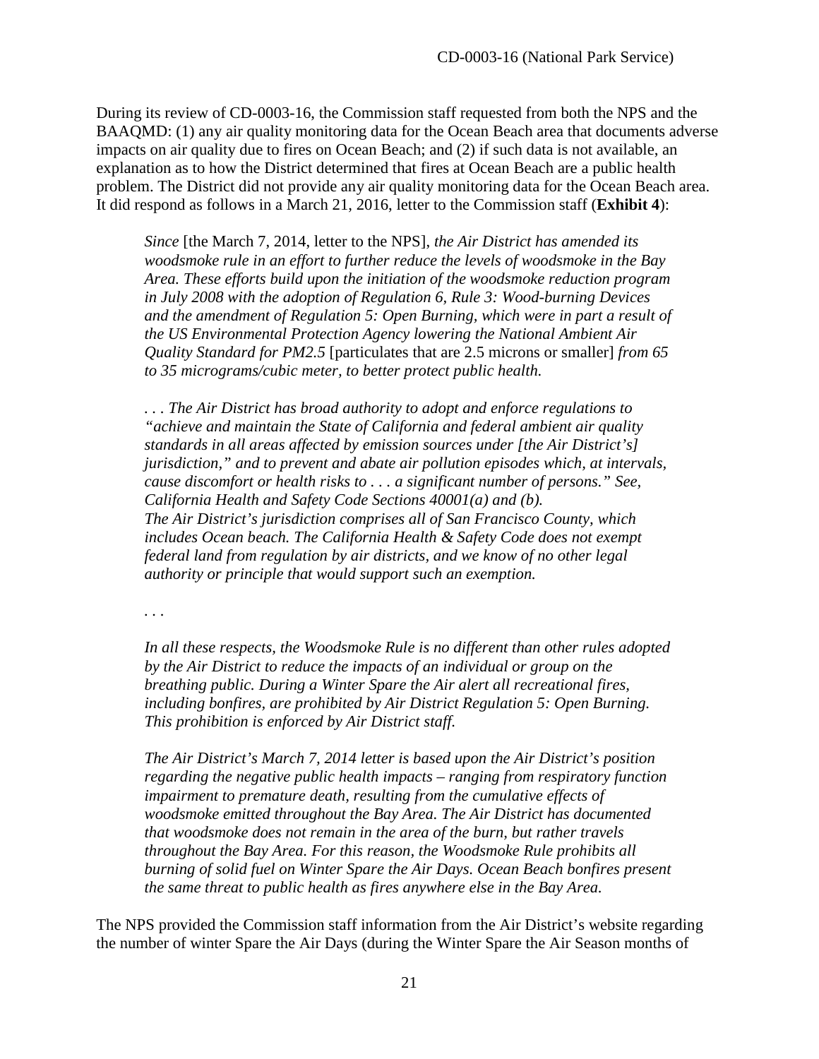During its review of CD-0003-16, the Commission staff requested from both the NPS and the BAAQMD: (1) any air quality monitoring data for the Ocean Beach area that documents adverse impacts on air quality due to fires on Ocean Beach; and (2) if such data is not available, an explanation as to how the District determined that fires at Ocean Beach are a public health problem. The District did not provide any air quality monitoring data for the Ocean Beach area. It did respond as follows in a March 21, 2016, letter to the Commission staff (**Exhibit 4**):

> *Since* [the March 7, 2014, letter to the NPS], *the Air District has amended its woodsmoke rule in an effort to further reduce the levels of woodsmoke in the Bay Area. These efforts build upon the initiation of the woodsmoke reduction program in July 2008 with the adoption of Regulation 6, Rule 3: Wood-burning Devices and the amendment of Regulation 5: Open Burning, which were in part a result of the US Environmental Protection Agency lowering the National Ambient Air Quality Standard for PM2.5* [particulates that are 2.5 microns or smaller] *from 65 to 35 micrograms/cubic meter, to better protect public health.*
>
> *. . . The Air District has broad authority to adopt and enforce regulations to "achieve and maintain the State of California and federal ambient air quality standards in all areas affected by emission sources under [the Air District's] jurisdiction," and to prevent and abate air pollution episodes which, at intervals, cause discomfort or health risks to . . . a significant number of persons." See, California Health and Safety Code Sections 40001(a) and (b). The Air District's jurisdiction comprises all of San Francisco County, which includes Ocean beach. The California Health & Safety Code does not exempt federal land from regulation by air districts, and we know of no other legal authority or principle that would support such an exemption.*
>
> . . .
>
> *In all these respects, the Woodsmoke Rule is no different than other rules adopted by the Air District to reduce the impacts of an individual or group on the breathing public. During a Winter Spare the Air alert all recreational fires, including bonfires, are prohibited by Air District Regulation 5: Open Burning. This prohibition is enforced by Air District staff.*
>
> *The Air District's March 7, 2014 letter is based upon the Air District's position regarding the negative public health impacts – ranging from respiratory function impairment to premature death, resulting from the cumulative effects of woodsmoke emitted throughout the Bay Area. The Air District has documented that woodsmoke does not remain in the area of the burn, but rather travels throughout the Bay Area. For this reason, the Woodsmoke Rule prohibits all burning of solid fuel on Winter Spare the Air Days. Ocean Beach bonfires present the same threat to public health as fires anywhere else in the Bay Area.*

The NPS provided the Commission staff information from the Air District's website regarding the number of winter Spare the Air Days (during the Winter Spare the Air Season months of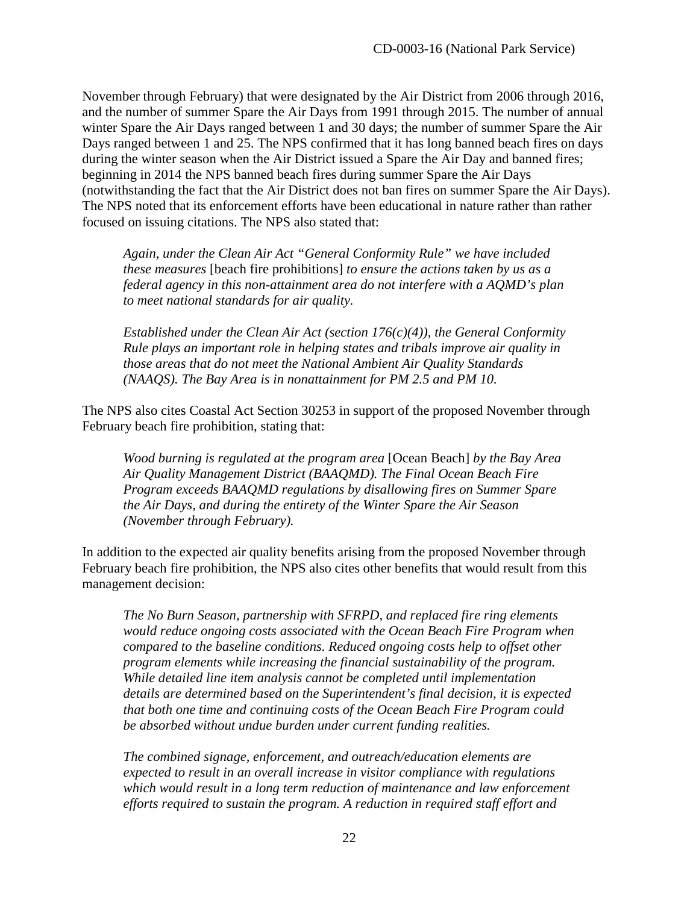November through February) that were designated by the Air District from 2006 through 2016, and the number of summer Spare the Air Days from 1991 through 2015. The number of annual winter Spare the Air Days ranged between 1 and 30 days; the number of summer Spare the Air Days ranged between 1 and 25. The NPS confirmed that it has long banned beach fires on days during the winter season when the Air District issued a Spare the Air Day and banned fires; beginning in 2014 the NPS banned beach fires during summer Spare the Air Days (notwithstanding the fact that the Air District does not ban fires on summer Spare the Air Days). The NPS noted that its enforcement efforts have been educational in nature rather than rather focused on issuing citations. The NPS also stated that:

> *Again, under the Clean Air Act "General Conformity Rule" we have included these measures* [beach fire prohibitions] *to ensure the actions taken by us as a federal agency in this non-attainment area do not interfere with a AQMD's plan to meet national standards for air quality.*
>
> *Established under the Clean Air Act (section 176(c)(4)), the General Conformity Rule plays an important role in helping states and tribals improve air quality in those areas that do not meet the National Ambient Air Quality Standards (NAAQS). The Bay Area is in nonattainment for PM 2.5 and PM 10.*

The NPS also cites Coastal Act Section 30253 in support of the proposed November through February beach fire prohibition, stating that:

> *Wood burning is regulated at the program area* [Ocean Beach] *by the Bay Area Air Quality Management District (BAAQMD). The Final Ocean Beach Fire Program exceeds BAAQMD regulations by disallowing fires on Summer Spare the Air Days, and during the entirety of the Winter Spare the Air Season (November through February).*

In addition to the expected air quality benefits arising from the proposed November through February beach fire prohibition, the NPS also cites other benefits that would result from this management decision:

> *The No Burn Season, partnership with SFRPD, and replaced fire ring elements would reduce ongoing costs associated with the Ocean Beach Fire Program when compared to the baseline conditions. Reduced ongoing costs help to offset other program elements while increasing the financial sustainability of the program. While detailed line item analysis cannot be completed until implementation details are determined based on the Superintendent's final decision, it is expected that both one time and continuing costs of the Ocean Beach Fire Program could be absorbed without undue burden under current funding realities.*
>
> *The combined signage, enforcement, and outreach/education elements are expected to result in an overall increase in visitor compliance with regulations which would result in a long term reduction of maintenance and law enforcement efforts required to sustain the program. A reduction in required staff effort and*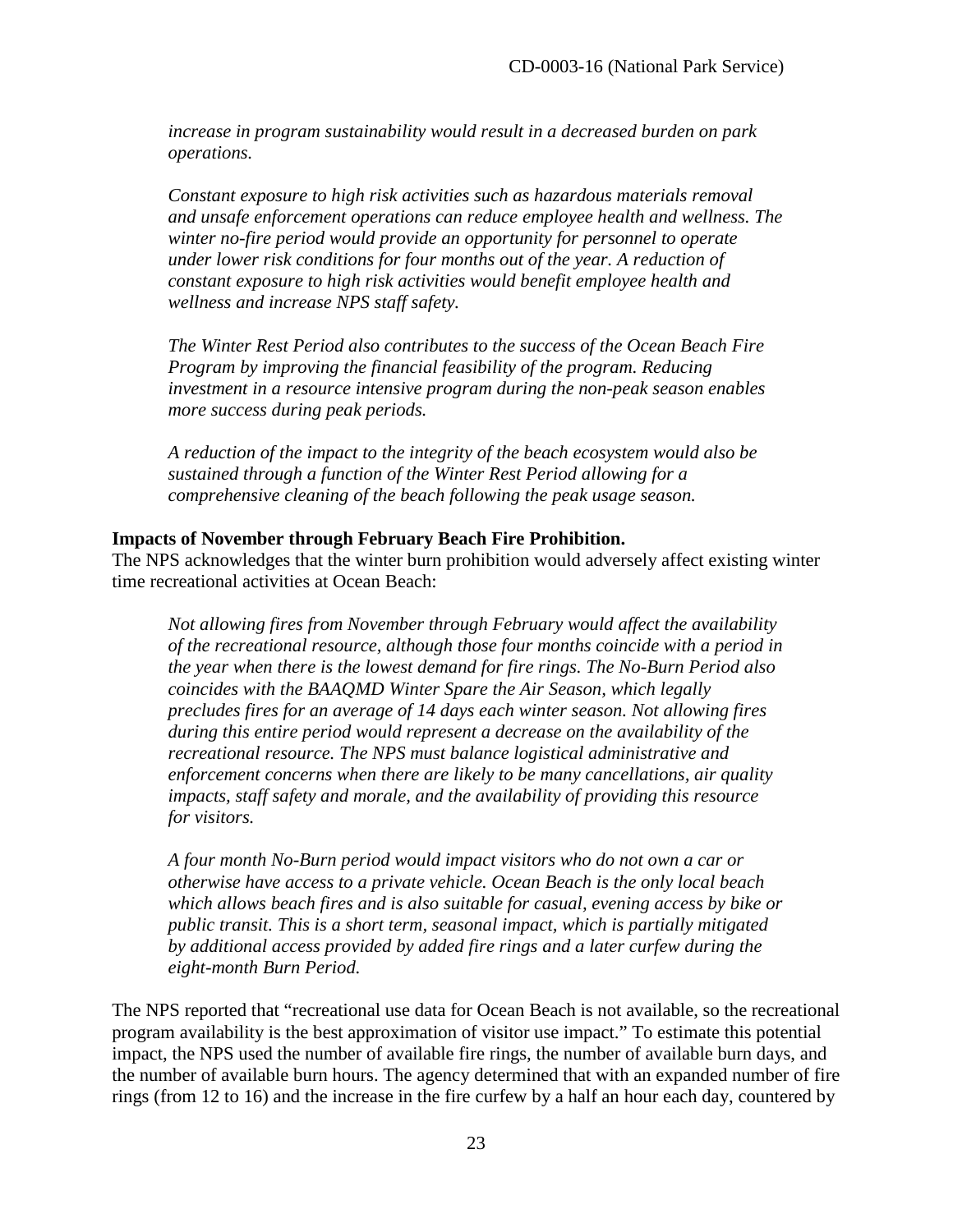*increase in program sustainability would result in a decreased burden on park operations.*

*Constant exposure to high risk activities such as hazardous materials removal and unsafe enforcement operations can reduce employee health and wellness. The winter no-fire period would provide an opportunity for personnel to operate under lower risk conditions for four months out of the year. A reduction of constant exposure to high risk activities would benefit employee health and wellness and increase NPS staff safety.*

*The Winter Rest Period also contributes to the success of the Ocean Beach Fire Program by improving the financial feasibility of the program. Reducing investment in a resource intensive program during the non-peak season enables more success during peak periods.*

*A reduction of the impact to the integrity of the beach ecosystem would also be sustained through a function of the Winter Rest Period allowing for a comprehensive cleaning of the beach following the peak usage season.*

**Impacts of November through February Beach Fire Prohibition.**
The NPS acknowledges that the winter burn prohibition would adversely affect existing winter time recreational activities at Ocean Beach:

*Not allowing fires from November through February would affect the availability of the recreational resource, although those four months coincide with a period in the year when there is the lowest demand for fire rings. The No-Burn Period also coincides with the BAAQMD Winter Spare the Air Season, which legally precludes fires for an average of 14 days each winter season. Not allowing fires during this entire period would represent a decrease on the availability of the recreational resource. The NPS must balance logistical administrative and enforcement concerns when there are likely to be many cancellations, air quality impacts, staff safety and morale, and the availability of providing this resource for visitors.*

*A four month No-Burn period would impact visitors who do not own a car or otherwise have access to a private vehicle. Ocean Beach is the only local beach which allows beach fires and is also suitable for casual, evening access by bike or public transit. This is a short term, seasonal impact, which is partially mitigated by additional access provided by added fire rings and a later curfew during the eight-month Burn Period.*

The NPS reported that "recreational use data for Ocean Beach is not available, so the recreational program availability is the best approximation of visitor use impact." To estimate this potential impact, the NPS used the number of available fire rings, the number of available burn days, and the number of available burn hours. The agency determined that with an expanded number of fire rings (from 12 to 16) and the increase in the fire curfew by a half an hour each day, countered by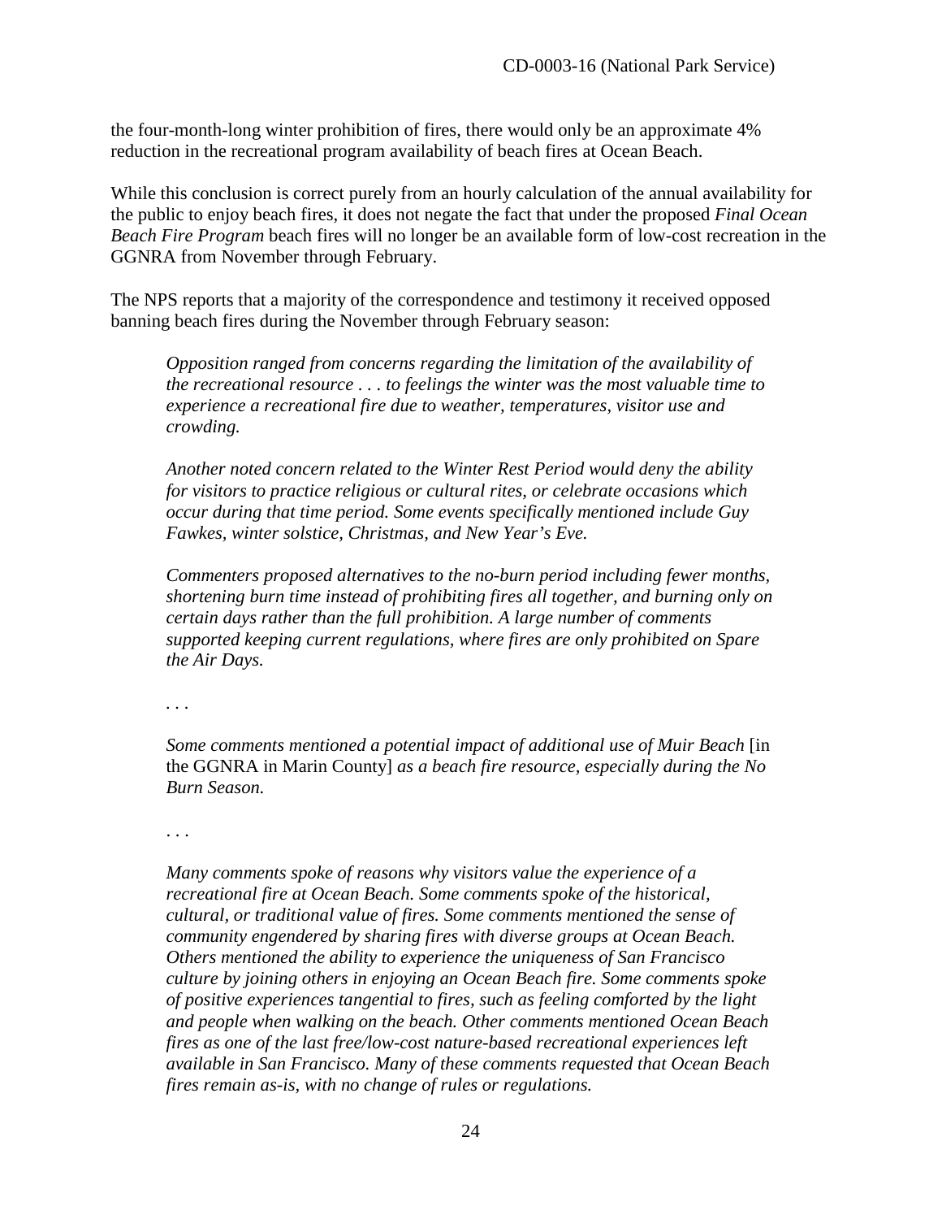the four-month-long winter prohibition of fires, there would only be an approximate 4% reduction in the recreational program availability of beach fires at Ocean Beach.

While this conclusion is correct purely from an hourly calculation of the annual availability for the public to enjoy beach fires, it does not negate the fact that under the proposed *Final Ocean Beach Fire Program* beach fires will no longer be an available form of low-cost recreation in the GGNRA from November through February.

The NPS reports that a majority of the correspondence and testimony it received opposed banning beach fires during the November through February season:

> *Opposition ranged from concerns regarding the limitation of the availability of the recreational resource . . . to feelings the winter was the most valuable time to experience a recreational fire due to weather, temperatures, visitor use and crowding.*
>
> *Another noted concern related to the Winter Rest Period would deny the ability for visitors to practice religious or cultural rites, or celebrate occasions which occur during that time period. Some events specifically mentioned include Guy Fawkes, winter solstice, Christmas, and New Year's Eve.*
>
> *Commenters proposed alternatives to the no-burn period including fewer months, shortening burn time instead of prohibiting fires all together, and burning only on certain days rather than the full prohibition. A large number of comments supported keeping current regulations, where fires are only prohibited on Spare the Air Days.*
>
> . . .
>
> *Some comments mentioned a potential impact of additional use of Muir Beach* [in the GGNRA in Marin County] *as a beach fire resource, especially during the No Burn Season.*
>
> . . .
>
> *Many comments spoke of reasons why visitors value the experience of a recreational fire at Ocean Beach. Some comments spoke of the historical, cultural, or traditional value of fires. Some comments mentioned the sense of community engendered by sharing fires with diverse groups at Ocean Beach. Others mentioned the ability to experience the uniqueness of San Francisco culture by joining others in enjoying an Ocean Beach fire. Some comments spoke of positive experiences tangential to fires, such as feeling comforted by the light and people when walking on the beach. Other comments mentioned Ocean Beach fires as one of the last free/low-cost nature-based recreational experiences left available in San Francisco. Many of these comments requested that Ocean Beach fires remain as-is, with no change of rules or regulations.*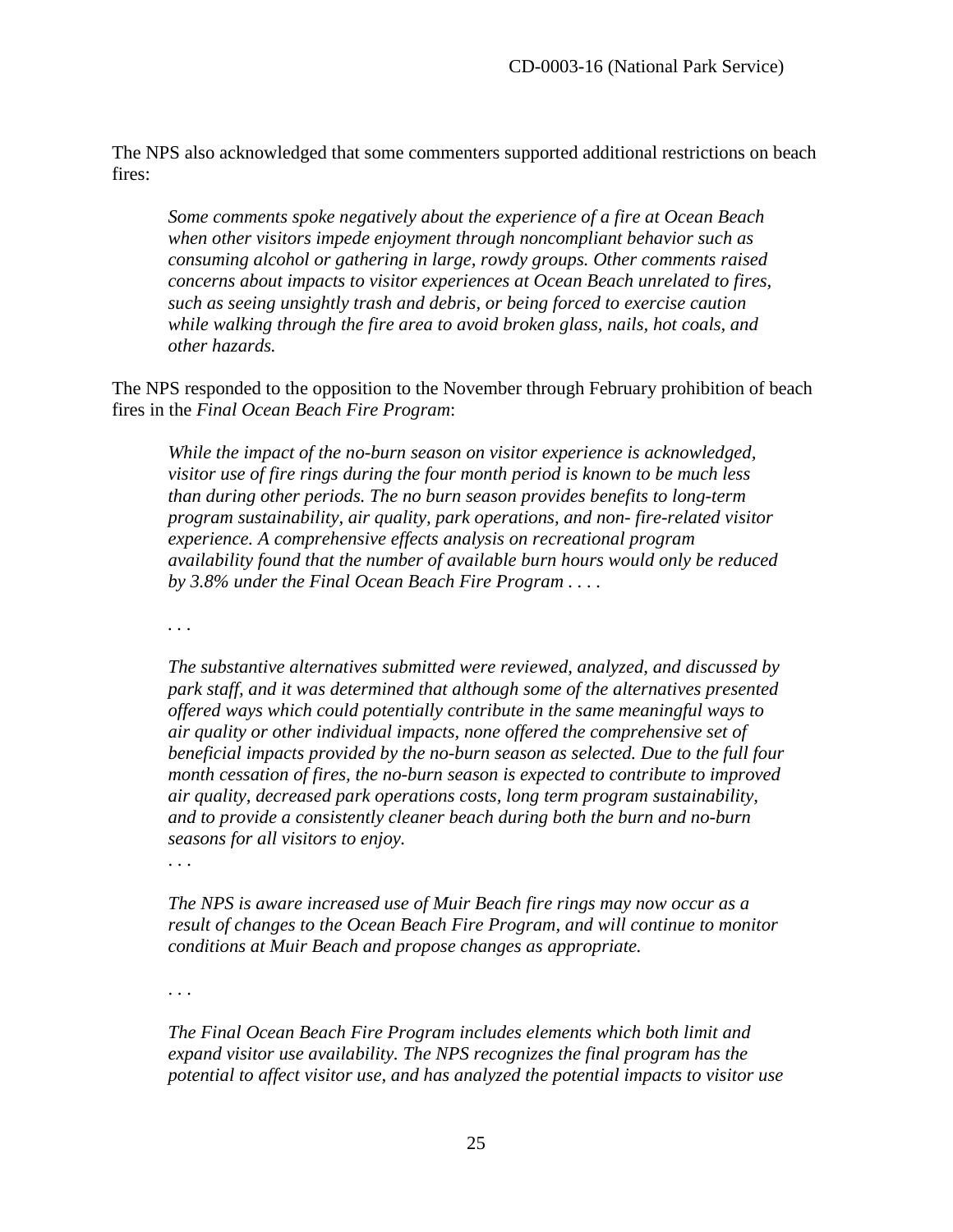The NPS also acknowledged that some commenters supported additional restrictions on beach fires:

> *Some comments spoke negatively about the experience of a fire at Ocean Beach when other visitors impede enjoyment through noncompliant behavior such as consuming alcohol or gathering in large, rowdy groups. Other comments raised concerns about impacts to visitor experiences at Ocean Beach unrelated to fires, such as seeing unsightly trash and debris, or being forced to exercise caution while walking through the fire area to avoid broken glass, nails, hot coals, and other hazards.*

The NPS responded to the opposition to the November through February prohibition of beach fires in the *Final Ocean Beach Fire Program*:

> *While the impact of the no-burn season on visitor experience is acknowledged, visitor use of fire rings during the four month period is known to be much less than during other periods. The no burn season provides benefits to long-term program sustainability, air quality, park operations, and non- fire-related visitor experience. A comprehensive effects analysis on recreational program availability found that the number of available burn hours would only be reduced by 3.8% under the Final Ocean Beach Fire Program . . . .*
>
> *. . .*
>
> *The substantive alternatives submitted were reviewed, analyzed, and discussed by park staff, and it was determined that although some of the alternatives presented offered ways which could potentially contribute in the same meaningful ways to air quality or other individual impacts, none offered the comprehensive set of beneficial impacts provided by the no-burn season as selected. Due to the full four month cessation of fires, the no-burn season is expected to contribute to improved air quality, decreased park operations costs, long term program sustainability, and to provide a consistently cleaner beach during both the burn and no-burn seasons for all visitors to enjoy.*
>
> *. . .*
>
> *The NPS is aware increased use of Muir Beach fire rings may now occur as a result of changes to the Ocean Beach Fire Program, and will continue to monitor conditions at Muir Beach and propose changes as appropriate.*
>
> *. . .*
>
> *The Final Ocean Beach Fire Program includes elements which both limit and expand visitor use availability. The NPS recognizes the final program has the potential to affect visitor use, and has analyzed the potential impacts to visitor use*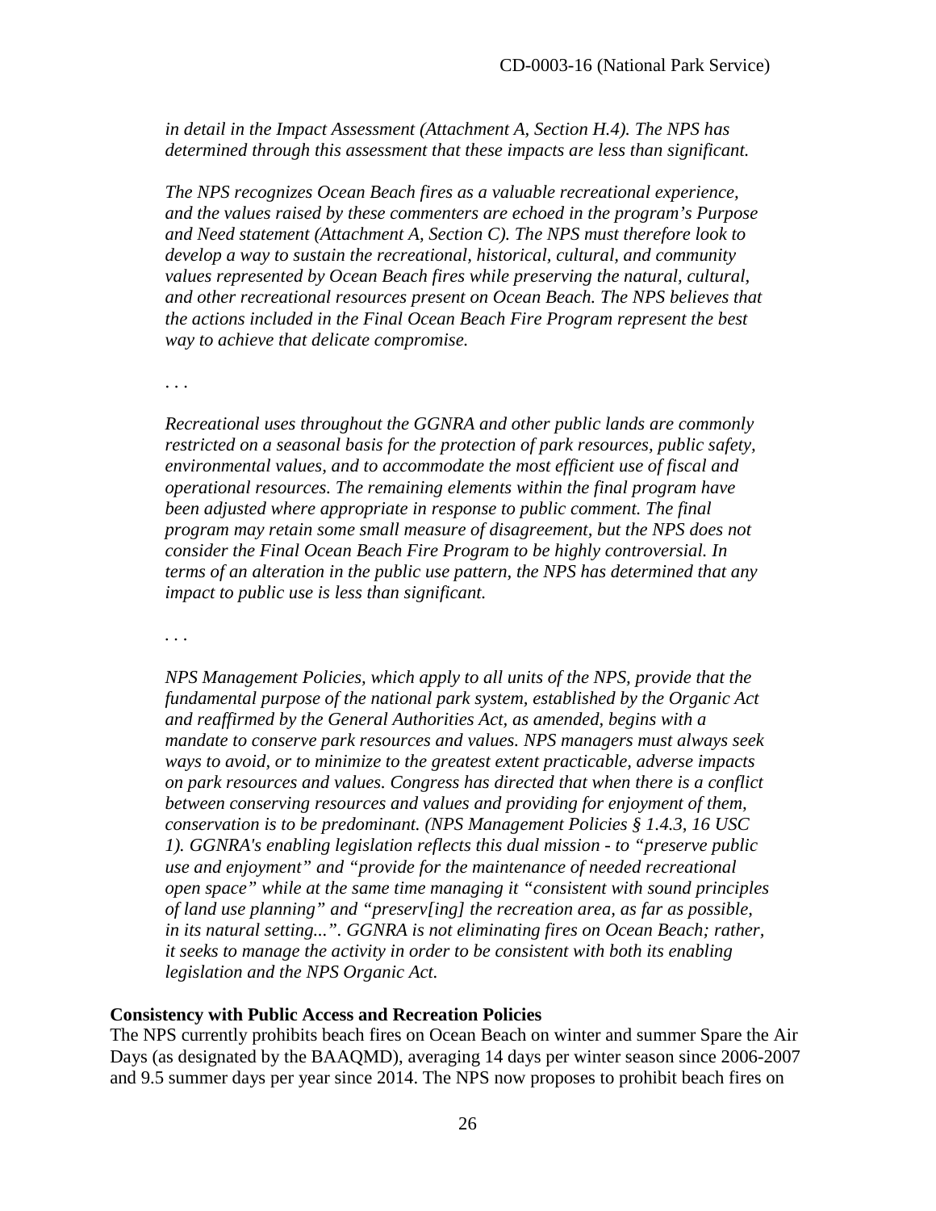*in detail in the Impact Assessment (Attachment A, Section H.4). The NPS has determined through this assessment that these impacts are less than significant.*

*The NPS recognizes Ocean Beach fires as a valuable recreational experience, and the values raised by these commenters are echoed in the program's Purpose and Need statement (Attachment A, Section C). The NPS must therefore look to develop a way to sustain the recreational, historical, cultural, and community values represented by Ocean Beach fires while preserving the natural, cultural, and other recreational resources present on Ocean Beach. The NPS believes that the actions included in the Final Ocean Beach Fire Program represent the best way to achieve that delicate compromise.*

*. . .*

*Recreational uses throughout the GGNRA and other public lands are commonly restricted on a seasonal basis for the protection of park resources, public safety, environmental values, and to accommodate the most efficient use of fiscal and operational resources. The remaining elements within the final program have been adjusted where appropriate in response to public comment. The final program may retain some small measure of disagreement, but the NPS does not consider the Final Ocean Beach Fire Program to be highly controversial. In terms of an alteration in the public use pattern, the NPS has determined that any impact to public use is less than significant.*

*. . .*

*NPS Management Policies, which apply to all units of the NPS, provide that the fundamental purpose of the national park system, established by the Organic Act and reaffirmed by the General Authorities Act, as amended, begins with a mandate to conserve park resources and values. NPS managers must always seek ways to avoid, or to minimize to the greatest extent practicable, adverse impacts on park resources and values. Congress has directed that when there is a conflict between conserving resources and values and providing for enjoyment of them, conservation is to be predominant. (NPS Management Policies § 1.4.3, 16 USC 1). GGNRA's enabling legislation reflects this dual mission - to "preserve public use and enjoyment" and "provide for the maintenance of needed recreational open space" while at the same time managing it "consistent with sound principles of land use planning" and "preserv[ing] the recreation area, as far as possible, in its natural setting...". GGNRA is not eliminating fires on Ocean Beach; rather, it seeks to manage the activity in order to be consistent with both its enabling legislation and the NPS Organic Act.*

**Consistency with Public Access and Recreation Policies**

The NPS currently prohibits beach fires on Ocean Beach on winter and summer Spare the Air Days (as designated by the BAAQMD), averaging 14 days per winter season since 2006-2007 and 9.5 summer days per year since 2014. The NPS now proposes to prohibit beach fires on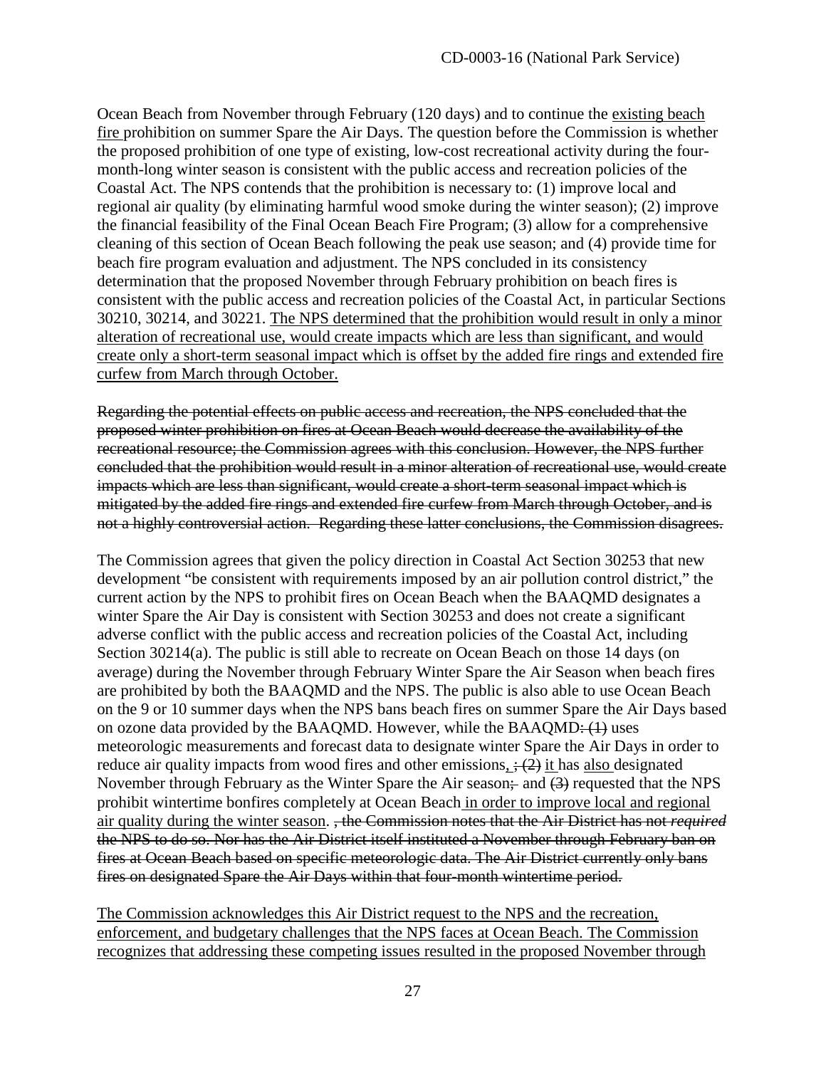Ocean Beach from November through February (120 days) and to continue the <u>existing beach fire</u> prohibition on summer Spare the Air Days. The question before the Commission is whether the proposed prohibition of one type of existing, low-cost recreational activity during the four-month-long winter season is consistent with the public access and recreation policies of the Coastal Act. The NPS contends that the prohibition is necessary to: (1) improve local and regional air quality (by eliminating harmful wood smoke during the winter season); (2) improve the financial feasibility of the Final Ocean Beach Fire Program; (3) allow for a comprehensive cleaning of this section of Ocean Beach following the peak use season; and (4) provide time for beach fire program evaluation and adjustment. The NPS concluded in its consistency determination that the proposed November through February prohibition on beach fires is consistent with the public access and recreation policies of the Coastal Act, in particular Sections 30210, 30214, and 30221. <u>The NPS determined that the prohibition would result in only a minor alteration of recreational use, would create impacts which are less than significant, and would create only a short-term seasonal impact which is offset by the added fire rings and extended fire curfew from March through October.</u>

~~Regarding the potential effects on public access and recreation, the NPS concluded that the proposed winter prohibition on fires at Ocean Beach would decrease the availability of the recreational resource; the Commission agrees with this conclusion. However, the NPS further concluded that the prohibition would result in a minor alteration of recreational use, would create impacts which are less than significant, would create a short-term seasonal impact which is mitigated by the added fire rings and extended fire curfew from March through October, and is not a highly controversial action. Regarding these latter conclusions, the Commission disagrees.~~

The Commission agrees that given the policy direction in Coastal Act Section 30253 that new development "be consistent with requirements imposed by an air pollution control district," the current action by the NPS to prohibit fires on Ocean Beach when the BAAQMD designates a winter Spare the Air Day is consistent with Section 30253 and does not create a significant adverse conflict with the public access and recreation policies of the Coastal Act, including Section 30214(a). The public is still able to recreate on Ocean Beach on those 14 days (on average) during the November through February Winter Spare the Air Season when beach fires are prohibited by both the BAAQMD and the NPS. The public is also able to use Ocean Beach on the 9 or 10 summer days when the NPS bans beach fires on summer Spare the Air Days based on ozone data provided by the BAAQMD. However, while the BAAQMD~~: (1)~~ uses meteorologic measurements and forecast data to designate winter Spare the Air Days in order to reduce air quality impacts from wood fires and other emissions<u>,</u> ~~; (2)~~ <u>it</u> has <u>also</u> designated November through February as the Winter Spare the Air season~~;~~ and ~~(3)~~ requested that the NPS prohibit wintertime bonfires completely at Ocean Beach<u> in order to improve local and regional air quality during the winter season</u>. ~~, the Commission notes that the Air District has not *required* the NPS to do so. Nor has the Air District itself instituted a November through February ban on fires at Ocean Beach based on specific meteorologic data. The Air District currently only bans fires on designated Spare the Air Days within that four-month wintertime period.~~

<u>The Commission acknowledges this Air District request to the NPS and the recreation, enforcement, and budgetary challenges that the NPS faces at Ocean Beach. The Commission recognizes that addressing these competing issues resulted in the proposed November through</u>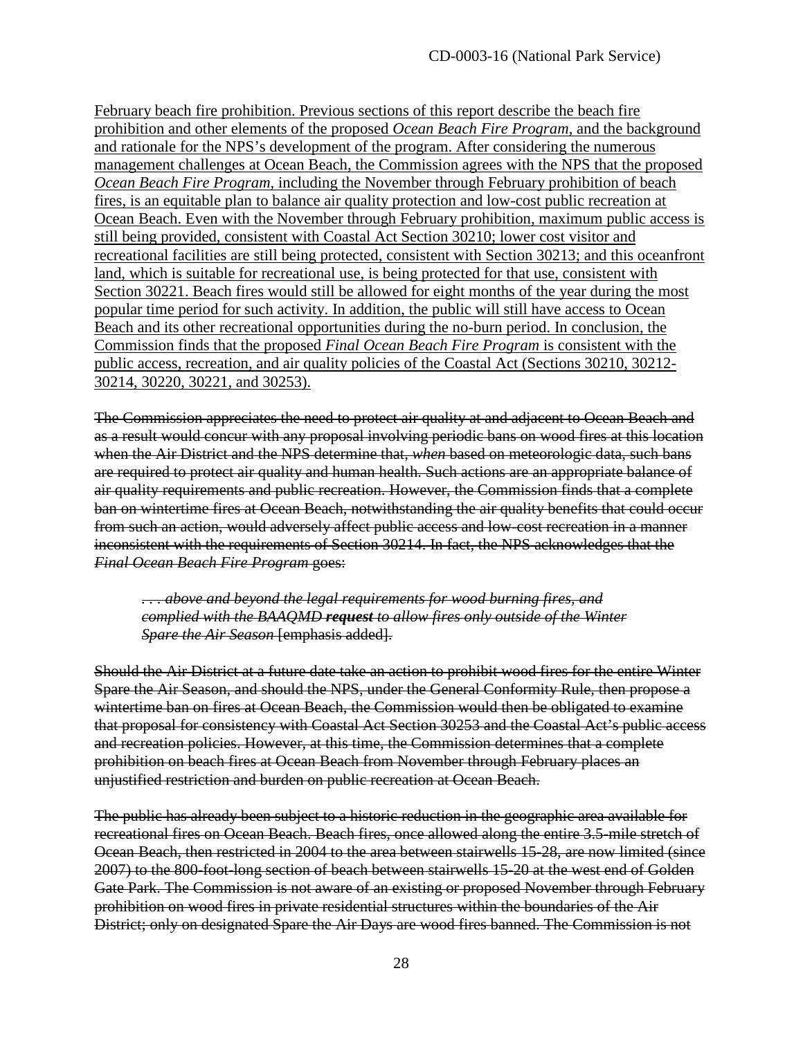<u>February beach fire prohibition. Previous sections of this report describe the beach fire prohibition and other elements of the proposed *Ocean Beach Fire Program*, and the background and rationale for the NPS's development of the program. After considering the numerous management challenges at Ocean Beach, the Commission agrees with the NPS that the proposed *Ocean Beach Fire Program*, including the November through February prohibition of beach fires, is an equitable plan to balance air quality protection and low-cost public recreation at Ocean Beach. Even with the November through February prohibition, maximum public access is still being provided, consistent with Coastal Act Section 30210; lower cost visitor and recreational facilities are still being protected, consistent with Section 30213; and this oceanfront land, which is suitable for recreational use, is being protected for that use, consistent with Section 30221. Beach fires would still be allowed for eight months of the year during the most popular time period for such activity. In addition, the public will still have access to Ocean Beach and its other recreational opportunities during the no-burn period. In conclusion, the Commission finds that the proposed *Final Ocean Beach Fire Program* is consistent with the public access, recreation, and air quality policies of the Coastal Act (Sections 30210, 30212-30214, 30220, 30221, and 30253).</u>

~~The Commission appreciates the need to protect air quality at and adjacent to Ocean Beach and as a result would concur with any proposal involving periodic bans on wood fires at this location when the Air District and the NPS determine that, *when* based on meteorologic data, such bans are required to protect air quality and human health. Such actions are an appropriate balance of air quality requirements and public recreation. However, the Commission finds that a complete ban on wintertime fires at Ocean Beach, notwithstanding the air quality benefits that could occur from such an action, would adversely affect public access and low-cost recreation in a manner inconsistent with the requirements of Section 30214. In fact, the NPS acknowledges that the *Final Ocean Beach Fire Program* goes:~~

> ~~*. . . above and beyond the legal requirements for wood burning fires, and complied with the BAAQMD **request** to allow fires only outside of the Winter Spare the Air Season* [emphasis added].~~

~~Should the Air District at a future date take an action to prohibit wood fires for the entire Winter Spare the Air Season, and should the NPS, under the General Conformity Rule, then propose a wintertime ban on fires at Ocean Beach, the Commission would then be obligated to examine that proposal for consistency with Coastal Act Section 30253 and the Coastal Act's public access and recreation policies. However, at this time, the Commission determines that a complete prohibition on beach fires at Ocean Beach from November through February places an unjustified restriction and burden on public recreation at Ocean Beach.~~

~~The public has already been subject to a historic reduction in the geographic area available for recreational fires on Ocean Beach. Beach fires, once allowed along the entire 3.5-mile stretch of Ocean Beach, then restricted in 2004 to the area between stairwells 15-28, are now limited (since 2007) to the 800-foot-long section of beach between stairwells 15-20 at the west end of Golden Gate Park. The Commission is not aware of an existing or proposed November through February prohibition on wood fires in private residential structures within the boundaries of the Air District; only on designated Spare the Air Days are wood fires banned. The Commission is not~~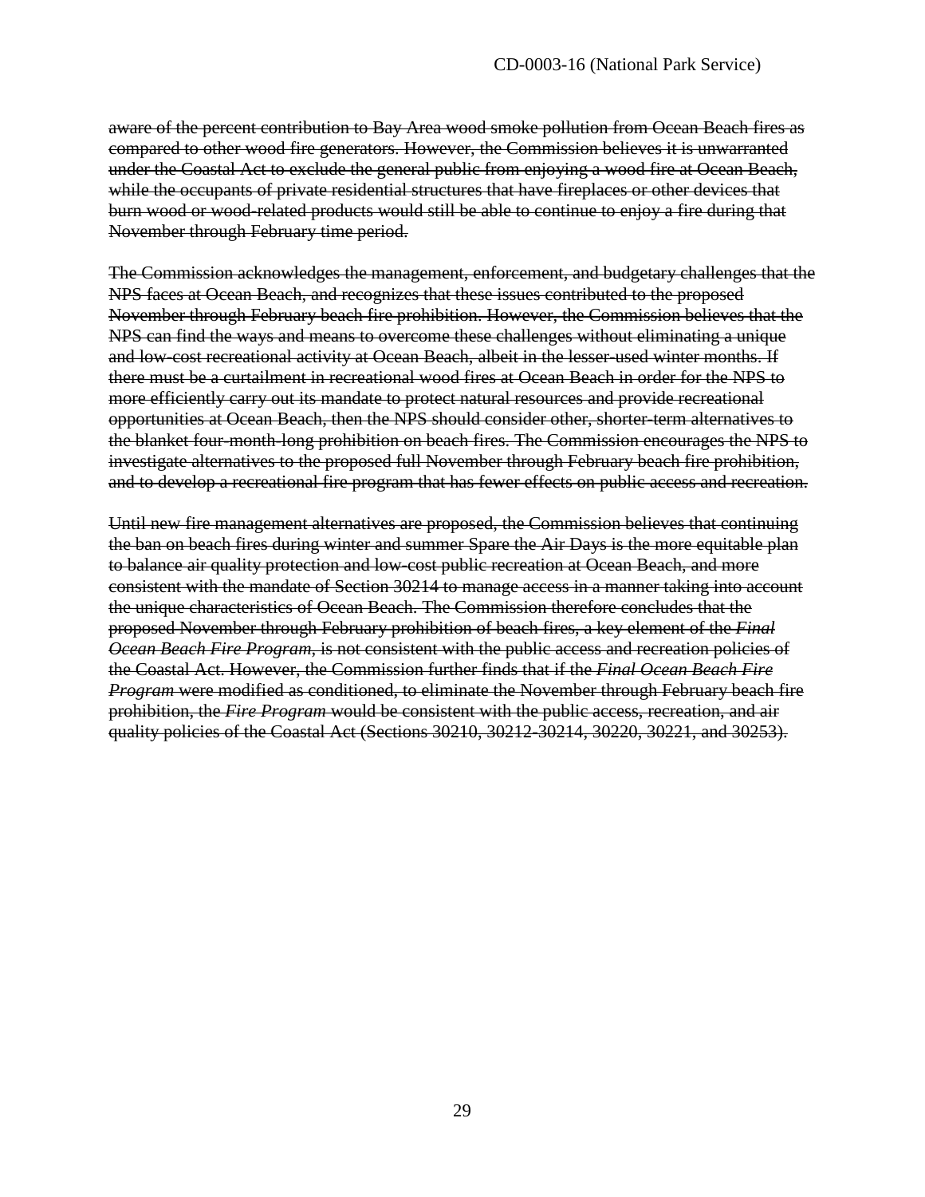~~aware of the percent contribution to Bay Area wood smoke pollution from Ocean Beach fires as compared to other wood fire generators. However, the Commission believes it is unwarranted under the Coastal Act to exclude the general public from enjoying a wood fire at Ocean Beach, while the occupants of private residential structures that have fireplaces or other devices that burn wood or wood-related products would still be able to continue to enjoy a fire during that November through February time period.~~

~~The Commission acknowledges the management, enforcement, and budgetary challenges that the NPS faces at Ocean Beach, and recognizes that these issues contributed to the proposed November through February beach fire prohibition. However, the Commission believes that the NPS can find the ways and means to overcome these challenges without eliminating a unique and low-cost recreational activity at Ocean Beach, albeit in the lesser-used winter months. If there must be a curtailment in recreational wood fires at Ocean Beach in order for the NPS to more efficiently carry out its mandate to protect natural resources and provide recreational opportunities at Ocean Beach, then the NPS should consider other, shorter-term alternatives to the blanket four-month-long prohibition on beach fires. The Commission encourages the NPS to investigate alternatives to the proposed full November through February beach fire prohibition, and to develop a recreational fire program that has fewer effects on public access and recreation.~~

~~Until new fire management alternatives are proposed, the Commission believes that continuing the ban on beach fires during winter and summer Spare the Air Days is the more equitable plan to balance air quality protection and low-cost public recreation at Ocean Beach, and more consistent with the mandate of Section 30214 to manage access in a manner taking into account the unique characteristics of Ocean Beach. The Commission therefore concludes that the proposed November through February prohibition of beach fires, a key element of the *Final Ocean Beach Fire Program*, is not consistent with the public access and recreation policies of the Coastal Act. However, the Commission further finds that if the *Final Ocean Beach Fire Program* were modified as conditioned, to eliminate the November through February beach fire prohibition, the *Fire Program* would be consistent with the public access, recreation, and air quality policies of the Coastal Act (Sections 30210, 30212-30214, 30220, 30221, and 30253).~~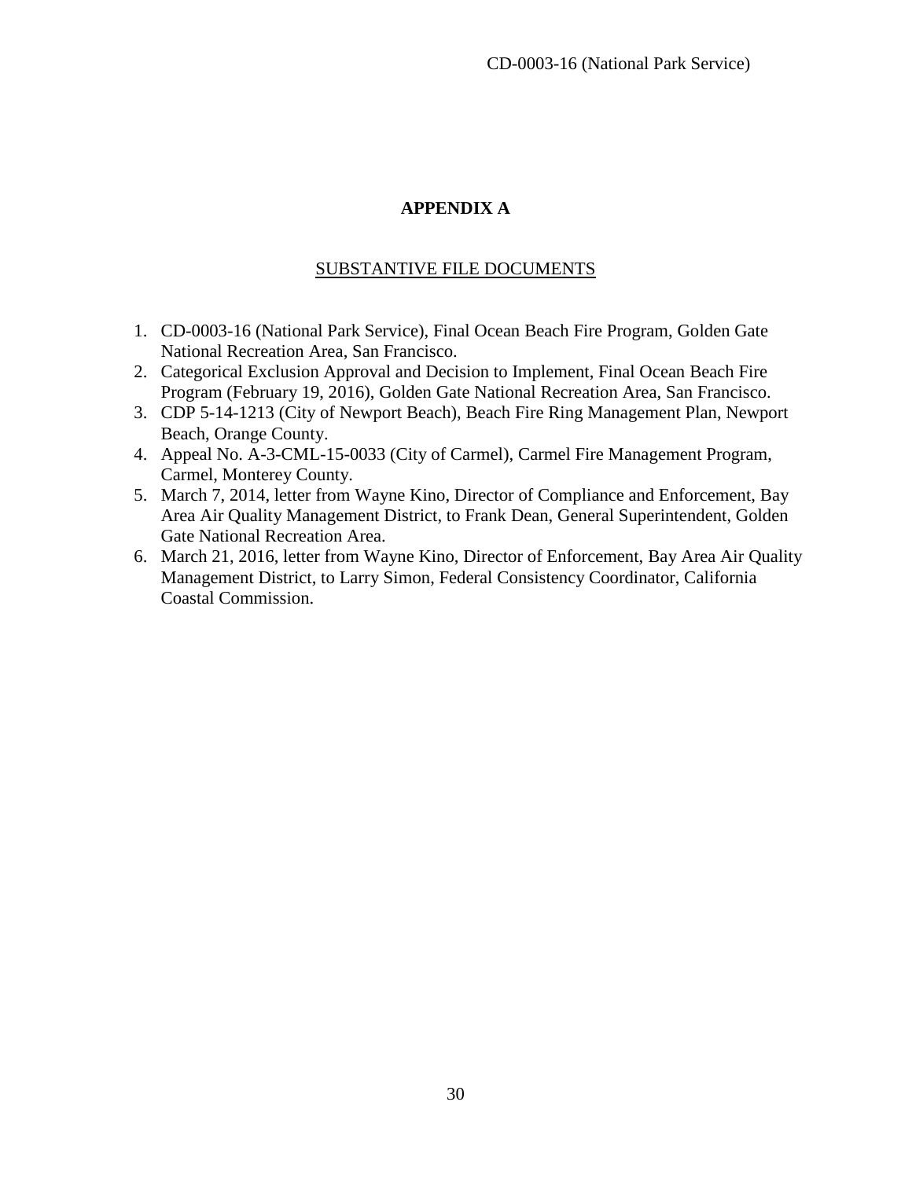# APPENDIX A

## SUBSTANTIVE FILE DOCUMENTS

1. CD-0003-16 (National Park Service), Final Ocean Beach Fire Program, Golden Gate National Recreation Area, San Francisco.
2. Categorical Exclusion Approval and Decision to Implement, Final Ocean Beach Fire Program (February 19, 2016), Golden Gate National Recreation Area, San Francisco.
3. CDP 5-14-1213 (City of Newport Beach), Beach Fire Ring Management Plan, Newport Beach, Orange County.
4. Appeal No. A-3-CML-15-0033 (City of Carmel), Carmel Fire Management Program, Carmel, Monterey County.
5. March 7, 2014, letter from Wayne Kino, Director of Compliance and Enforcement, Bay Area Air Quality Management District, to Frank Dean, General Superintendent, Golden Gate National Recreation Area.
6. March 21, 2016, letter from Wayne Kino, Director of Enforcement, Bay Area Air Quality Management District, to Larry Simon, Federal Consistency Coordinator, California Coastal Commission.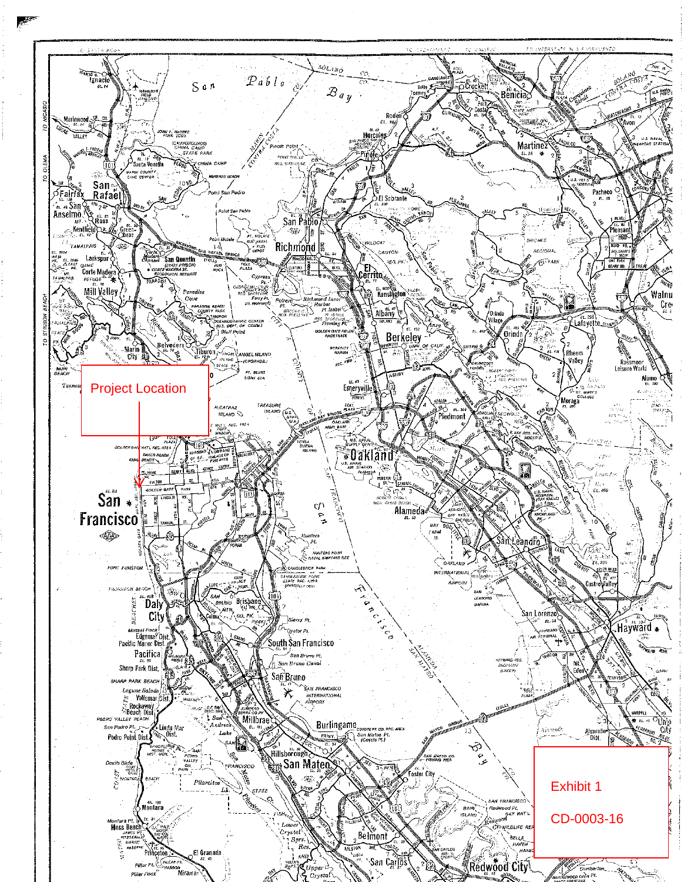Project Location

Exhibit 1

CD-0003-16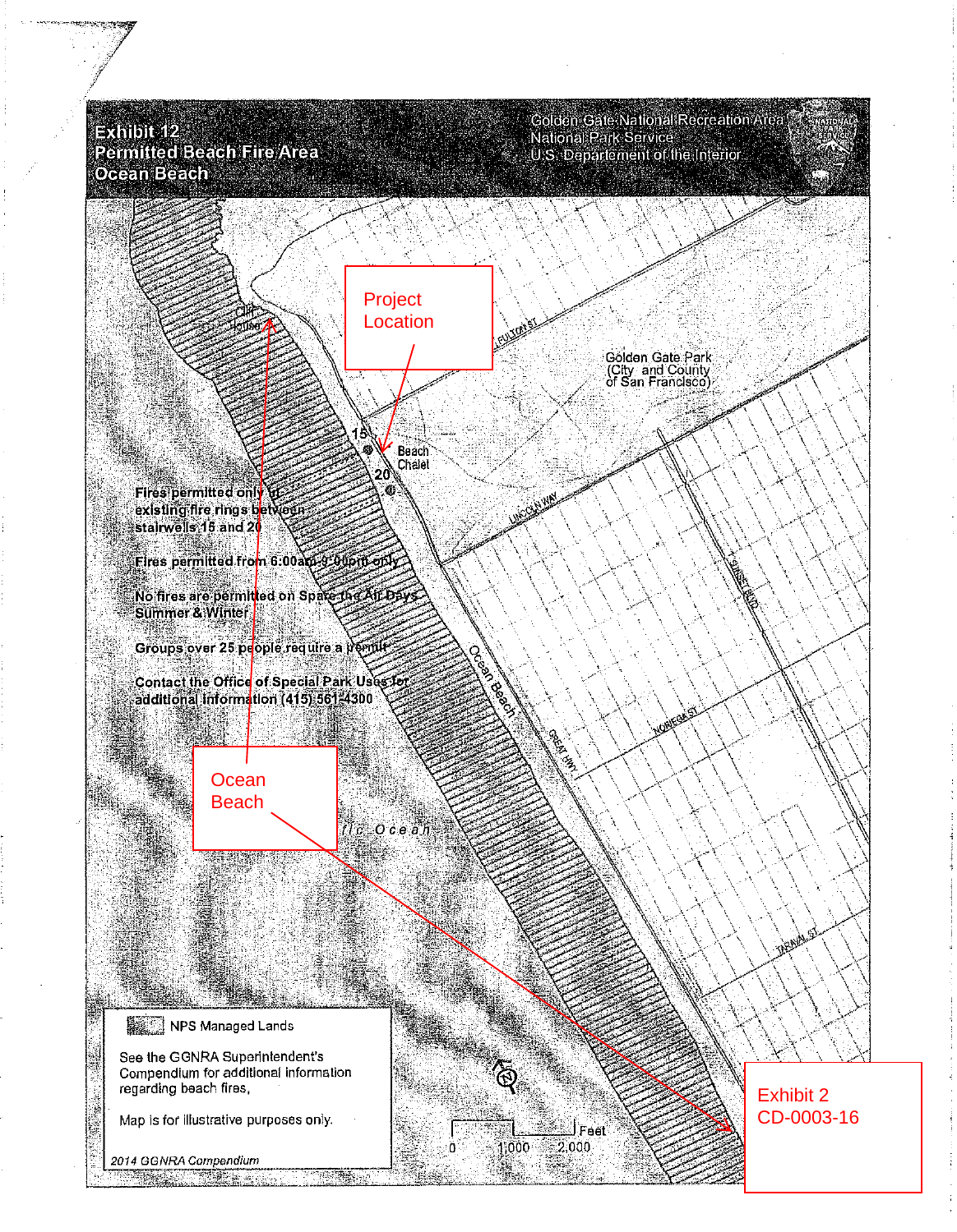# Exhibit 12
## Permitted Beach Fire Area
## Ocean Beach

Golden Gate National Recreation Area
National Park Service
U.S. Department of the Interior

Project Location

Golden Gate Park (City and County of San Francisco)

Cliff House

Beach Chalet

15

20

FULTON ST

LINCOLN WAY

NORIEGA ST

TARAVAL ST

SUNSET BLVD

GREAT HWY

Ocean Beach

**Fires permitted only at existing fire rings between stairwells 15 and 20**

**Fires permitted from 6:00am-9:00pm only**

**No fires are permitted on Spare the Air Days Summer & Winter**

**Groups over 25 people require a permit**

**Contact the Office of Special Park Uses for additional information (415) 561-4300**

Ocean Beach

Pacific Ocean

NPS Managed Lands

See the GGNRA Superintendent's Compendium for additional information regarding beach fires.

Map is for illustrative purposes only.

*2014 GGNRA Compendium*

0 1,000 2,000 Feet

Exhibit 2
CD-0003-16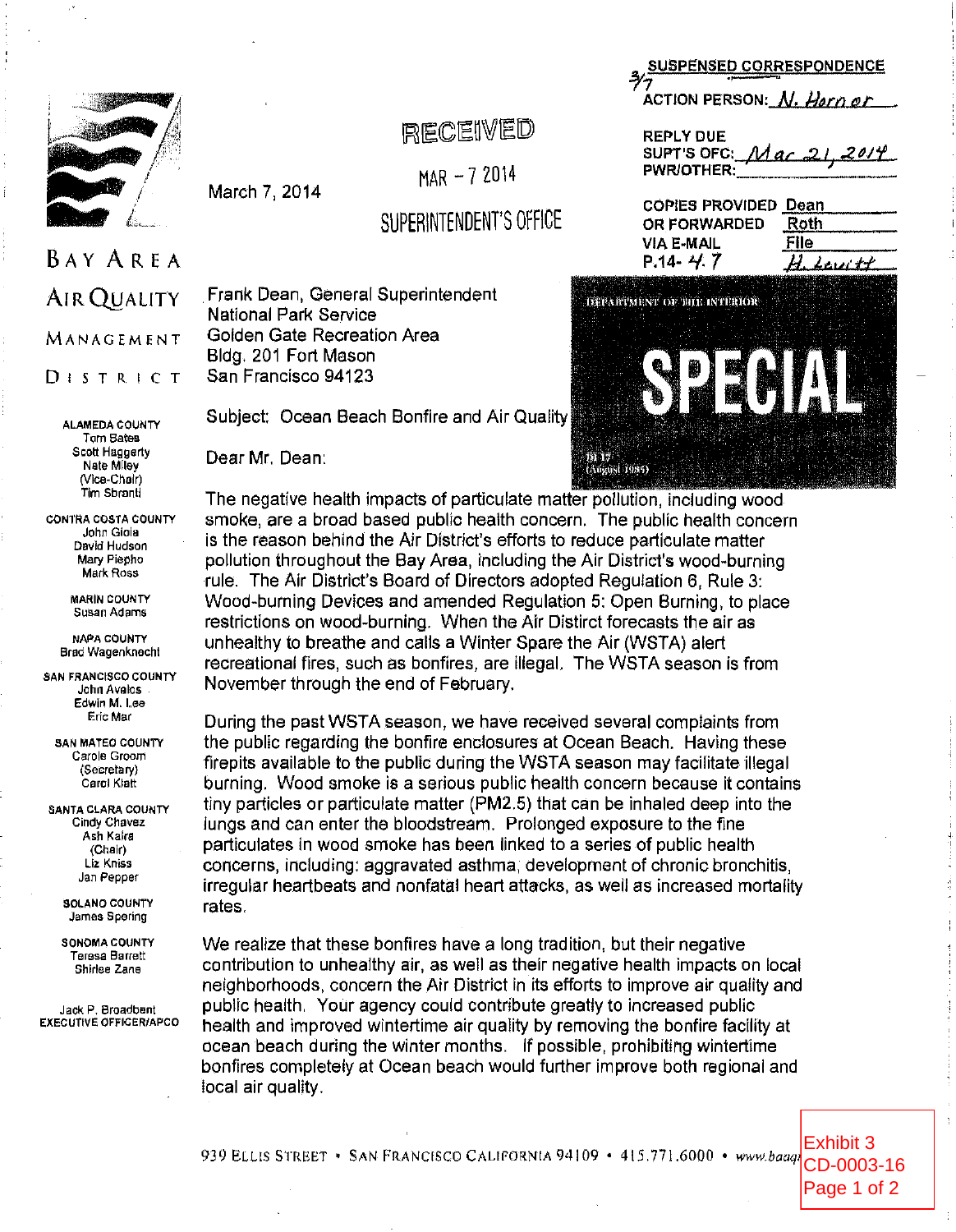SUSPENSED CORRESPONDENCE

3/7

ACTION PERSON: N. Horner

REPLY DUE
SUPT'S OFC: Mar 21, 2014
PWR/OTHER:

COPIES PROVIDED OR FORWARDED VIA E-MAIL: Dean, Roth, File

P.14- 4.7 H. Levitt

RECEIVED
MAR - 7 2014
SUPERINTENDENT'S OFFICE

DEPARTMENT OF THE INTERIOR
SPECIAL
DI 17
(August 1985)

BAY AREA AIR QUALITY MANAGEMENT DISTRICT

ALAMEDA COUNTY
Tom Bates
Scott Haggerty
Nate Miley
(Vice-Chair)
Tim Sbranti

CONTRA COSTA COUNTY
John Gioia
David Hudson
Mary Piepho
Mark Ross

MARIN COUNTY
Susan Adams

NAPA COUNTY
Brad Wagenknecht

SAN FRANCISCO COUNTY
John Avalos
Edwin M. Lee
Eric Mar

SAN MATEO COUNTY
Carole Groom
(Secretary)
Carol Klatt

SANTA CLARA COUNTY
Cindy Chavez
Ash Kalra
(Chair)
Liz Kniss
Jan Pepper

SOLANO COUNTY
James Spering

SONOMA COUNTY
Teresa Barrett
Shirlee Zane

Jack P. Broadbent
EXECUTIVE OFFICER/APCO

March 7, 2014

Frank Dean, General Superintendent
National Park Service
Golden Gate Recreation Area
Bldg. 201 Fort Mason
San Francisco 94123

Subject: Ocean Beach Bonfire and Air Quality

Dear Mr. Dean:

The negative health impacts of particulate matter pollution, including wood smoke, are a broad based public health concern. The public health concern is the reason behind the Air District's efforts to reduce particulate matter pollution throughout the Bay Area, including the Air District's wood-burning rule. The Air District's Board of Directors adopted Regulation 6, Rule 3: Wood-burning Devices and amended Regulation 5: Open Burning, to place restrictions on wood-burning. When the Air Distirct forecasts the air as unhealthy to breathe and calls a Winter Spare the Air (WSTA) alert recreational fires, such as bonfires, are illegal. The WSTA season is from November through the end of February.

During the past WSTA season, we have received several complaints from the public regarding the bonfire enclosures at Ocean Beach. Having these firepits available to the public during the WSTA season may facilitate illegal burning. Wood smoke is a serious public health concern because it contains tiny particles or particulate matter (PM2.5) that can be inhaled deep into the lungs and can enter the bloodstream. Prolonged exposure to the fine particulates in wood smoke has been linked to a series of public health concerns, including: aggravated asthma, development of chronic bronchitis, irregular heartbeats and nonfatal heart attacks, as well as increased mortality rates.

We realize that these bonfires have a long tradition, but their negative contribution to unhealthy air, as well as their negative health impacts on local neighborhoods, concern the Air District in its efforts to improve air quality and public health. Your agency could contribute greatly to increased public health and improved wintertime air quality by removing the bonfire facility at ocean beach during the winter months. If possible, prohibiting wintertime bonfires completely at Ocean beach would further improve both regional and local air quality.

939 ELLIS STREET • SAN FRANCISCO CALIFORNIA 94109 • 415.771.6000 • www.baaq

Exhibit 3
CD-0003-16
Page 1 of 2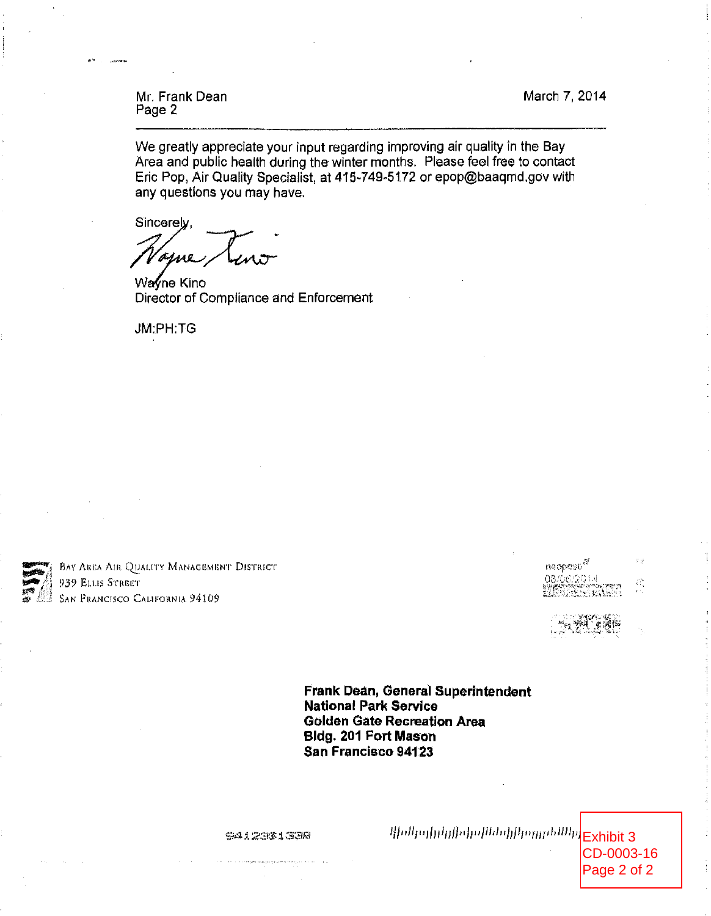Mr. Frank Dean
Page 2

March 7, 2014

---

We greatly appreciate your input regarding improving air quality in the Bay Area and public health during the winter months. Please feel free to contact Eric Pop, Air Quality Specialist, at 415-749-5172 or epop@baaqmd.gov with any questions you may have.

Sincerely,

Wayne Kino
Director of Compliance and Enforcement

JM:PH:TG

BAY AREA AIR QUALITY MANAGEMENT DISTRICT
939 ELLIS STREET
SAN FRANCISCO CALIFORNIA 94109

**Frank Dean, General Superintendent**
**National Park Service**
**Golden Gate Recreation Area**
**Bldg. 201 Fort Mason**
**San Francisco 94123**

Exhibit 3
CD-0003-16
Page 2 of 2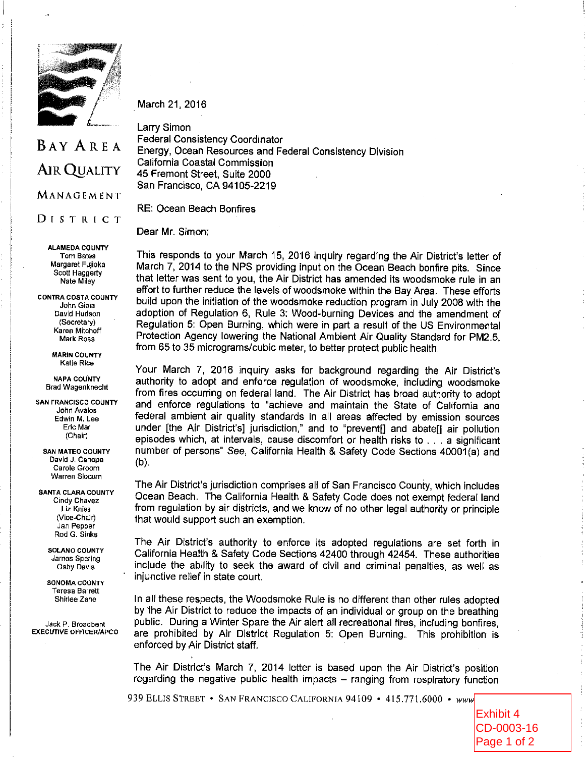**BAY AREA AIR QUALITY MANAGEMENT DISTRICT**

**ALAMEDA COUNTY**
Tom Bates
Margaret Fujioka
Scott Haggerty
Nate Miley

**CONTRA COSTA COUNTY**
John Gioia
David Hudson
(Secretary)
Karen Mitchoff
Mark Ross

**MARIN COUNTY**
Katie Rice

**NAPA COUNTY**
Brad Wagenknecht

**SAN FRANCISCO COUNTY**
John Avalos
Edwin M. Lee
Eric Mar
(Chair)

**SAN MATEO COUNTY**
David J. Canepa
Carole Groom
Warren Slocum

**SANTA CLARA COUNTY**
Cindy Chavez
Liz Kniss
(Vice-Chair)
Jan Pepper
Rod G. Sinks

**SOLANO COUNTY**
James Spering
Osby Davis

**SONOMA COUNTY**
Teresa Barrett
Shirlee Zane

Jack P. Broadbent
EXECUTIVE OFFICER/APCO

March 21, 2016

Larry Simon
Federal Consistency Coordinator
Energy, Ocean Resources and Federal Consistency Division
California Coastal Commission
45 Fremont Street, Suite 2000
San Francisco, CA 94105-2219

RE: Ocean Beach Bonfires

Dear Mr. Simon:

This responds to your March 15, 2016 inquiry regarding the Air District's letter of March 7, 2014 to the NPS providing input on the Ocean Beach bonfire pits. Since that letter was sent to you, the Air District has amended its woodsmoke rule in an effort to further reduce the levels of woodsmoke within the Bay Area. These efforts build upon the initiation of the woodsmoke reduction program in July 2008 with the adoption of Regulation 6, Rule 3: Wood-burning Devices and the amendment of Regulation 5: Open Burning, which were in part a result of the US Environmental Protection Agency lowering the National Ambient Air Quality Standard for PM2.5, from 65 to 35 micrograms/cubic meter, to better protect public health.

Your March 7, 2016 inquiry asks for background regarding the Air District's authority to adopt and enforce regulation of woodsmoke, including woodsmoke from fires occurring on federal land. The Air District has broad authority to adopt and enforce regulations to "achieve and maintain the State of California and federal ambient air quality standards in all areas affected by emission sources under [the Air District's] jurisdiction," and to "prevent[] and abate[] air pollution episodes which, at intervals, cause discomfort or health risks to . . . a significant number of persons" *See*, California Health & Safety Code Sections 40001(a) and (b).

The Air District's jurisdiction comprises all of San Francisco County, which includes Ocean Beach. The California Health & Safety Code does not exempt federal land from regulation by air districts, and we know of no other legal authority or principle that would support such an exemption.

The Air District's authority to enforce its adopted regulations are set forth in California Health & Safety Code Sections 42400 through 42454. These authorities include the ability to seek the award of civil and criminal penalties, as well as injunctive relief in state court.

In all these respects, the Woodsmoke Rule is no different than other rules adopted by the Air District to reduce the impacts of an individual or group on the breathing public. During a Winter Spare the Air alert all recreational fires, including bonfires, are prohibited by Air District Regulation 5: Open Burning. This prohibition is enforced by Air District staff.

The Air District's March 7, 2014 letter is based upon the Air District's position regarding the negative public health impacts – ranging from respiratory function

939 ELLIS STREET • SAN FRANCISCO CALIFORNIA 94109 • 415.771.6000 • www

Exhibit 4
CD-0003-16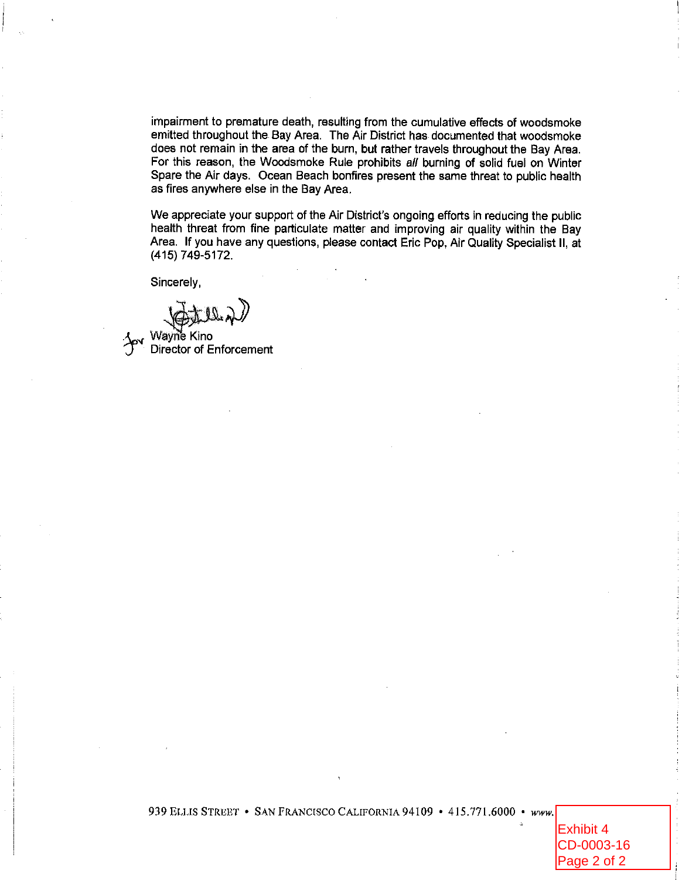impairment to premature death, resulting from the cumulative effects of woodsmoke emitted throughout the Bay Area. The Air District has documented that woodsmoke does not remain in the area of the burn, but rather travels throughout the Bay Area. For this reason, the Woodsmoke Rule prohibits *all* burning of solid fuel on Winter Spare the Air days. Ocean Beach bonfires present the same threat to public health as fires anywhere else in the Bay Area.

We appreciate your support of the Air District's ongoing efforts in reducing the public health threat from fine particulate matter and improving air quality within the Bay Area. If you have any questions, please contact Eric Pop, Air Quality Specialist II, at (415) 749-5172.

Sincerely,

for Wayne Kino
Director of Enforcement

939 ELLIS STREET • SAN FRANCISCO CALIFORNIA 94109 • 415.771.6000 • www.

Exhibit 4
CD-0003-16
Page 2 of 2